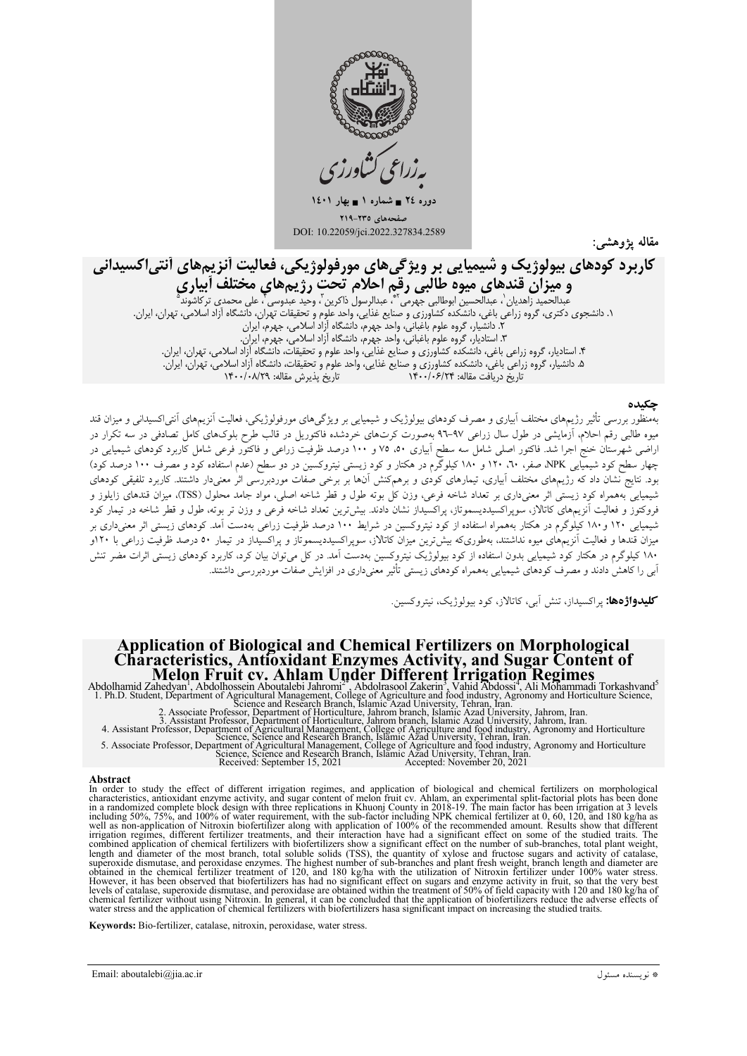دوره ۲۴ ■ شماره ۱ ■ بهار ۱۴۰۱

صفحه‌های ۲۳۵-۲۱۹

DOI: 10.22059/jci.2022.327834.2589

مقاله پژوهشی:

# کاربرد کودهای بیولوژیک و شیمیایی بر ویژگی‌های مورفولوژیکی، فعالیت آنزیم‌های آنتی‌اکسیدانی و میزان قندهای میوه طالبی رقم احلام تحت رژیم‌های مختلف آبیاری

عبدالحمید زاهدیان[۱]، عبدالحسین ابوطالبی جهرمی[۲*]، عبدالرسول ذاکرین[۳]، وحید عبدوسی[۴]، علی محمدی ترکاشوند[۵]

۱. دانشجوی دکتری، گروه زراعی باغی، دانشکده کشاورزی و صنایع غذایی، واحد علوم و تحقیقات تهران، دانشگاه آزاد اسلامی، تهران، ایران.
۲. دانشیار، گروه علوم باغبانی، واحد جهرم، دانشگاه آزاد اسلامی، جهرم، ایران
۳. استادیار، گروه علوم باغبانی، واحد جهرم، دانشگاه آزاد اسلامی، جهرم، ایران.
۴. استادیار، گروه زراعی باغی، دانشکده کشاورزی و صنایع غذایی، واحد علوم و تحقیقات، دانشگاه آزاد اسلامی، تهران، ایران.
۵. دانشیار، گروه زراعی باغی، دانشکده کشاورزی و صنایع غذایی، واحد علوم و تحقیقات، دانشگاه آزاد اسلامی، تهران، ایران.

تاریخ دریافت مقاله: ۱۴۰۰/۰۶/۲۴ تاریخ پذیرش مقاله: ۱۴۰۰/۰۸/۲۹

## چکیده

به‌منظور بررسی تأثیر رژیم‌های مختلف آبیاری و مصرف کودهای بیولوژیک و شیمیایی بر ویژگی‌های مورفولوژیکی، فعالیت آنزیم‌های آنتی‌اکسیدانی و میزان قند میوه طالبی رقم احلام، آزمایشی در طول سال زراعی ۹۷-۹۶ به‌صورت کرت‌های خردشده فاکتوریل در قالب طرح بلوک‌های کامل تصادفی در سه تکرار در اراضی شهرستان خنج اجرا شد. فاکتور اصلی شامل سه سطح آبیاری ۵۰، ۷۵ و ۱۰۰ درصد ظرفیت زراعی و فاکتور فرعی شامل کاربرد کودهای شیمیایی در چهار سطح کود شیمیایی NPK، صفر، ۶۰، ۱۲۰ و ۱۸۰ کیلوگرم در هکتار و کود زیستی نیتروکسین در دو سطح (عدم استفاده کود و مصرف ۱۰۰ درصد کود) بود. نتایج نشان داد که رژیم‌های مختلف آبیاری، تیمارهای کودی و برهم‌کنش آن‌ها بر برخی صفات موردبررسی اثر معنی‌دار داشتند. کاربرد تلفیقی کودهای شیمیایی به‌همراه کود زیستی اثر معنی‌داری بر تعداد شاخه فرعی، وزن کل بوته طول و قطر شاخه اصلی، مواد جامد محلول (TSS)، میزان قندهای زایلوز و فروکتوز و فعالیت آنزیم‌های کاتالاز، سوپراکسیددیسموتاز، پراکسیداز نشان دادند. بیش‌ترین تعداد شاخه فرعی و وزن تر بوته، طول و قطر شاخه در تیمار کود شیمیایی ۱۲۰ و۱۸۰ کیلوگرم در هکتار به‌همراه استفاده از کود نیتروکسین در شرایط ۱۰۰ درصد ظرفیت زراعی به‌دست آمد. کودهای زیستی اثر معنی‌داری بر میزان قندها و فعالیت آنزیم‌های میوه نداشتند، به‌طوری‌که بیش‌ترین میزان کاتالاز، سوپراکسیددیسموتاز و پراکسیداز در تیمار ۵۰ درصد ظرفیت زراعی با ۱۲۰و ۱۸۰ کیلوگرم در هکتار کود شیمیایی بدون استفاده از کود بیولوژیک نیتروکسین به‌دست آمد. در کل می‌توان بیان کرد، کاربرد کودهای زیستی اثرات مضر تنش آبی را کاهش دادند و مصرف کودهای شیمیایی به‌همراه کودهای زیستی تأثیر معنی‌داری در افزایش صفات موردبررسی داشتند.

**کلیدواژه‌ها:** پراکسیداز، تنش آبی، کاتالاز، کود بیولوژیک، نیتروکسین.

# Application of Biological and Chemical Fertilizers on Morphological Characteristics, Antioxidant Enzymes Activity, and Sugar Content of Melon Fruit cv. Ahlam Under Different Irrigation Regimes

Abdolhamid Zahedyan[1], Abdolhossein Aboutalebi Jahromi[2*], Abdolrasool Zakerin[3], Vahid Abdossi[4], Ali Mohammadi Torkashvand[5]

1. Ph.D. Student, Department of Agricultural Management, College of Agriculture and food industry, Agronomy and Horticulture Science, Science and Research Branch, Islamic Azad University, Tehran, Iran.
2. Associate Professor, Department of Horticulture, Jahrom branch, Islamic Azad University, Jahrom, Iran.
3. Assistant Professor, Department of Horticulture, Jahrom branch, Islamic Azad University, Jahrom, Iran.
4. Assistant Professor, Department of Agricultural Management, College of Agriculture and food industry, Agronomy and Horticulture Science, Science and Research Branch, Islamic Azad University, Tehran, Iran.
5. Associate Professor, Department of Agricultural Management, College of Agriculture and food industry, Agronomy and Horticulture Science, Science and Research Branch, Islamic Azad University, Tehran, Iran.

Received: September 15, 2021 Accepted: November 20, 2021

## Abstract

In order to study the effect of different irrigation regimes, and application of biological and chemical fertilizers on morphological characteristics, antioxidant enzyme activity, and sugar content of melon fruit cv. Ahlam, an experimental split-factorial plots has been done in a randomized complete block design with three replications in Khuonj County in 2018-19. The main factor has been irrigation at 3 levels including 50%, 75%, and 100% of water requirement, with the sub-factor including NPK chemical fertilizer at 0, 60, 120, and 180 kg/ha as well as non-application of Nitroxin biofertilizer along with application of 100% of the recommended amount. Results show that different irrigation regimes, different fertilizer treatments, and their interaction have had a significant effect on some of the studied traits. The combined application of chemical fertilizers with biofertilizers show a significant effect on the number of sub-branches, total plant weight, length and diameter of the most branch, total soluble solids (TSS), the quantity of xylose and fructose sugars and activity of catalase, superoxide dismutase, and peroxidase enzymes. The highest number of sub-branches and plant fresh weight, branch length and diameter are obtained in the chemical fertilizer treatment of 120, and 180 kg/ha with the utilization of Nitroxin fertilizer under 100% water stress. However, it has been observed that biofertilizers has had no significant effect on sugars and enzyme activity in fruit, so that the very best levels of catalase, superoxide dismutase, and peroxidase are obtained within the treatment of 50% of field capacity with 120 and 180 kg/ha of chemical fertilizer without using Nitroxin. In general, it can be concluded that the application of biofertilizers reduce the adverse effects of water stress and the application of chemical fertilizers with biofertilizers hasa significant impact on increasing the studied traits.

**Keywords:** Bio-fertilizer, catalase, nitroxin, peroxidase, water stress.

Email: aboutalebi@jia.ac.ir

* نویسنده مسئول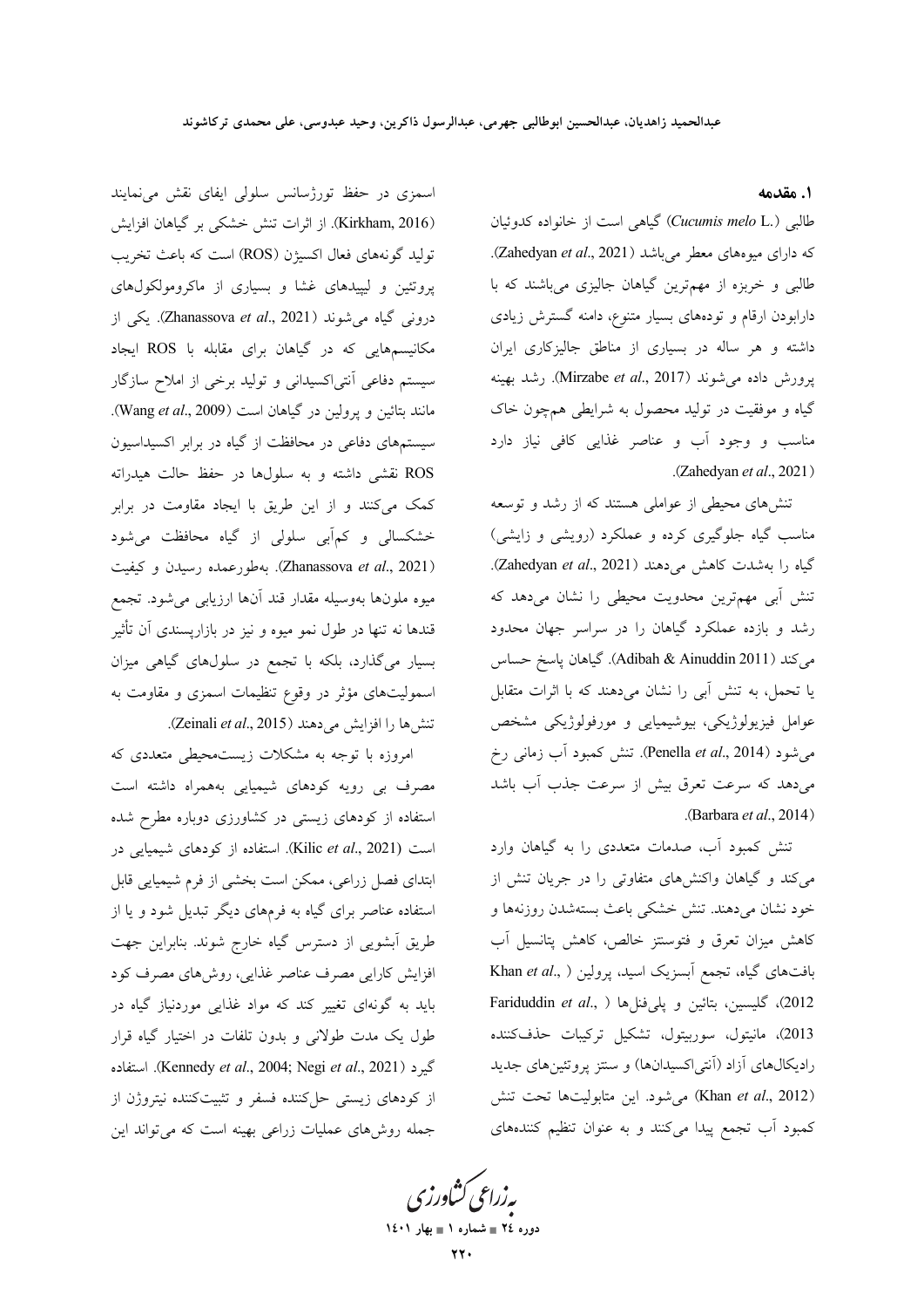## ۱. مقدمه

طالبی (*Cucumis melo* L.) گیاهی است از خانواده کدوئیان که دارای میوه‌های معطر می‌باشد (Zahedyan *et al*., 2021). طالبی و خربزه از مهم‌ترین گیاهان جالیزی می‌باشند که با دارابودن ارقام و توده‌های بسیار متنوع، دامنه گسترش زیادی داشته و هر ساله در بسیاری از مناطق جالیزکاری ایران پرورش داده می‌شوند (Mirzabe *et al*., 2017). رشد بهینه گیاه و موفقیت در تولید محصول به شرایطی همچون خاک مناسب و وجود آب و عناصر غذایی کافی نیاز دارد (Zahedyan *et al*., 2021).

تنش‌های محیطی از عواملی هستند که از رشد و توسعه مناسب گیاه جلوگیری کرده و عملکرد (رویشی و زایشی) گیاه را به‌شدت کاهش می‌دهند (Zahedyan *et al*., 2021). تنش آبی مهم‌ترین محدویت محیطی را نشان می‌دهد که رشد و بازده عملکرد گیاهان را در سراسر جهان محدود می‌کند (Adibah & Ainuddin 2011). گیاهان پاسخ حساس یا تحمل، به تنش آبی را نشان می‌دهند که با اثرات متقابل عوامل فیزیولوژیکی، بیوشیمیایی و مورفولوژیکی مشخص می‌شود (Penella *et al*., 2014). تنش کمبود آب زمانی رخ می‌دهد که سرعت تعرق بیش از سرعت جذب آب باشد (Barbara *et al*., 2014).

تنش کمبود آب، صدمات متعددی را به گیاهان وارد می‌کند و گیاهان واکنش‌های متفاوتی را در جریان تنش از خود نشان می‌دهند. تنش خشکی باعث بسته‌شدن روزنه‌ها و کاهش میزان تعرق و فتوسنتز خالص، کاهش پتانسیل آب بافت‌های گیاه، تجمع آبسزیک اسید، پرولین (Khan *et al*., 2012)، گلیسین، بتائین و پلی‌فنل‌ها (Fariduddin *et al*., 2013)، مانیتول، سوربیتول، تشکیل ترکیبات حذف‌کننده رادیکال‌های آزاد (آنتی‌اکسیدان‌ها) و سنتز پروتئین‌های جدید (Khan *et al*., 2012) می‌شود. این متابولیت‌ها تحت تنش کمبود آب تجمع پیدا می‌کنند و به عنوان تنظیم کننده‌های اسمزی در حفظ تورژسانس سلولی ایفای نقش می‌نمایند (Kirkham, 2016). از اثرات تنش خشکی بر گیاهان افزایش تولید گونه‌های فعال اکسیژن (ROS) است که باعث تخریب پروتئین و لیپیدهای غشا و بسیاری از ماکرومولکول‌های درونی گیاه می‌شوند (Zhanassova *et al*., 2021). یکی از مکانیسم‌هایی که در گیاهان برای مقابله با ROS ایجاد سیستم دفاعی آنتی‌اکسیدانی و تولید برخی از املاح سازگار مانند بتائین و پرولین در گیاهان است (Wang *et al*., 2009). سیستم‌های دفاعی در محافظت از گیاه در برابر اکسیداسیون ROS نقشی داشته و به سلول‌ها در حفظ حالت هیدراته کمک می‌کنند و از این طریق با ایجاد مقاومت در برابر خشکسالی و کم‌آبی سلولی از گیاه محافظت می‌شود (Zhanassova *et al*., 2021). به‌طورعمده رسیدن و کیفیت میوه ملون‌ها به‌وسیله مقدار قند آن‌ها ارزیابی می‌شود. تجمع قندها نه تنها در طول نمو میوه و نیز در بازارپسندی آن تأثیر بسیار می‌گذارد، بلکه با تجمع در سلول‌های گیاهی میزان اسمولیت‌های مؤثر در وقوع تنظیمات اسمزی و مقاومت به تنش‌ها را افزایش می‌دهند (Zeinali *et al*., 2015).

امروزه با توجه به مشکلات زیست‌محیطی متعددی که مصرف بی رویه کودهای شیمیایی به‌همراه داشته است استفاده از کودهای زیستی در کشاورزی دوباره مطرح شده است (Kilic *et al*., 2021). استفاده از کودهای شیمیایی در ابتدای فصل زراعی، ممکن است بخشی از فرم شیمیایی قابل استفاده عناصر برای گیاه به فرم‌های دیگر تبدیل شود و یا از طریق آبشویی از دسترس گیاه خارج شوند. بنابراین جهت افزایش کارایی مصرف عناصر غذایی، روش‌های مصرف کود باید به گونه‌ای تغییر کند که مواد غذایی موردنیاز گیاه در طول یک مدت طولانی و بدون تلفات در اختیار گیاه قرار گیرد (Kennedy *et al*., 2004; Negi *et al*., 2021). استفاده از کودهای زیستی حل‌کننده فسفر و تثبیت‌کننده نیتروژن از جمله روش‌های عملیات زراعی بهینه است که می‌تواند این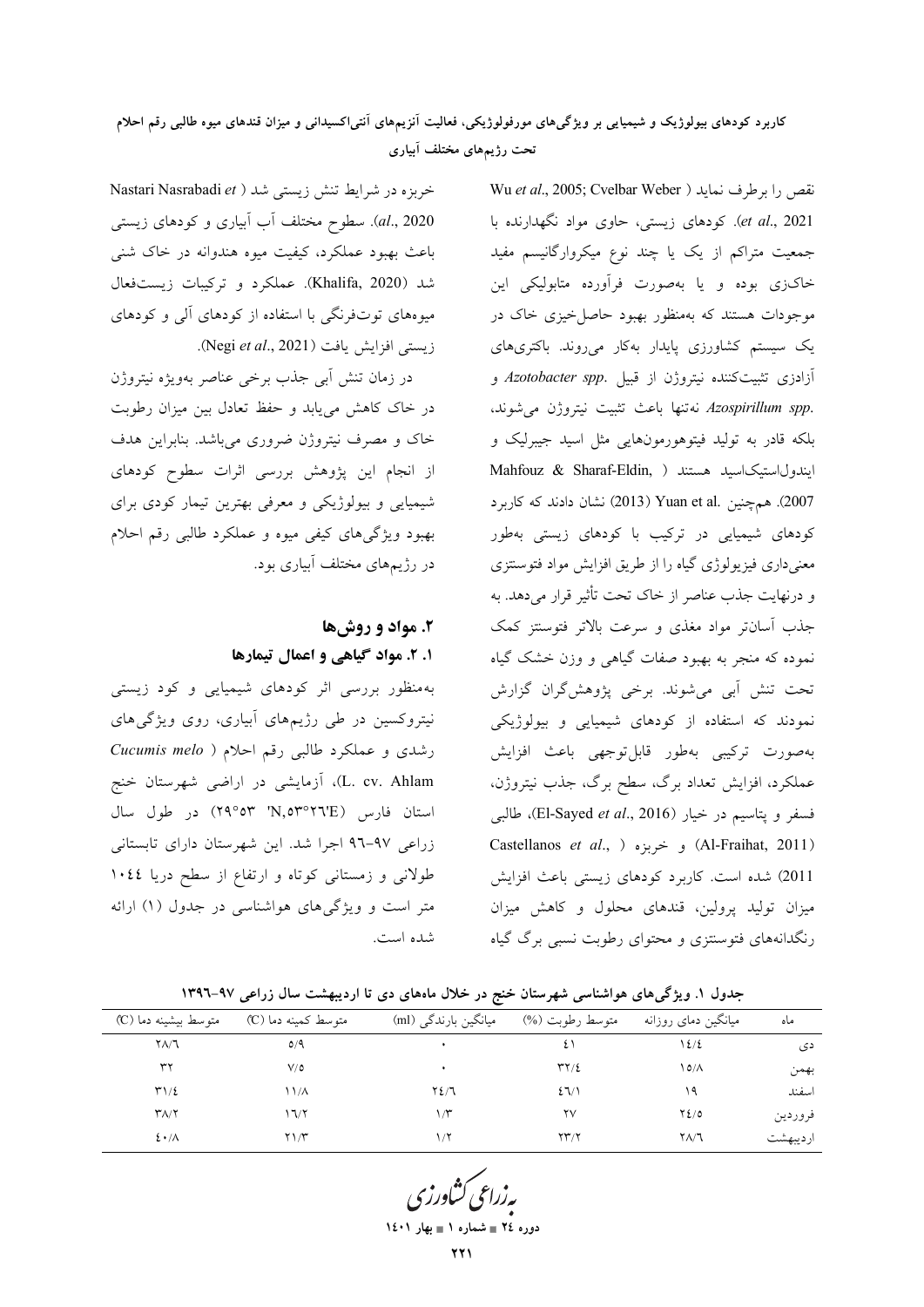نقص را برطرف نماید (Wu *et al*., 2005; Cvelbar Weber *et al*., 2021). کودهای زیستی، حاوی مواد نگهدارنده با جمعیت متراکم از یک یا چند نوع میکروارگانیسم مفید خاک‌زی بوده و یا به‌صورت فرآورده متابولیکی این موجودات هستند که به‌منظور بهبود حاصل‌خیزی خاک در یک سیستم کشاورزی پایدار به‌کار می‌روند. باکتری‌های آزادزی تثبیت‌کننده نیتروژن از قبیل *Azotobacter spp.* و *Azospirillum spp.* نه‌تنها باعث تثبیت نیتروژن می‌شوند، بلکه قادر به تولید فیتوهورمون‌هایی مثل اسید جیبرلیک و ایندول‌استیک‌اسید هستند (Mahfouz & Sharaf-Eldin, 2007). همچنین .Yuan et al (2013) نشان دادند که کاربرد کودهای شیمیایی در ترکیب با کودهای زیستی به‌طور معنی‌داری فیزیولوژی گیاه را از طریق افزایش مواد فتوسنتزی و درنهایت جذب عناصر از خاک تحت تأثیر قرار می‌دهد. به جذب آسان‌تر مواد مغذی و سرعت بالاتر فتوسنتز کمک نموده که منجر به بهبود صفات گیاهی و وزن خشک گیاه تحت تنش آبی می‌شوند. برخی پژوهش‌گران گزارش نمودند که استفاده از کودهای شیمیایی و بیولوژیکی به‌صورت ترکیبی به‌طور قابل‌توجهی باعث افزایش عملکرد، افزایش تعداد برگ، سطح برگ، جذب نیتروژن، فسفر و پتاسیم در خیار (El-Sayed *et al*., 2016)، طالبی (Al-Fraihat, 2011) و خربزه (Castellanos *et al*., 2011) شده است. کاربرد کودهای زیستی باعث افزایش میزان تولید پرولین، قندهای محلول و کاهش میزان رنگدانه‌های فتوسنتزی و محتوای رطوبت نسبی برگ گیاه خربزه در شرایط تنش زیستی شد (Nastari Nasrabadi *et al*., 2020). سطوح مختلف آب آبیاری و کودهای زیستی باعث بهبود عملکرد، کیفیت میوه هندوانه در خاک شنی شد (Khalifa, 2020). عملکرد و ترکیبات زیست‌فعال میوه‌های توت‌فرنگی با استفاده از کودهای آلی و کودهای زیستی افزایش یافت (Negi *et al*., 2021).

در زمان تنش آبی جذب برخی عناصر به‌ویژه نیتروژن در خاک کاهش می‌یابد و حفظ تعادل بین میزان رطوبت خاک و مصرف نیتروژن ضروری می‌باشد. بنابراین هدف از انجام این پژوهش بررسی اثرات سطوح کودهای شیمیایی و بیولوژیکی و معرفی بهترین تیمار کودی برای بهبود ویژگی‌های کیفی میوه و عملکرد طالبی رقم احلام در رژیم‌های مختلف آبیاری بود.

## ۲. مواد و روش‌ها

### ۱. ۲. مواد گیاهی و اعمال تیمارها

به‌منظور بررسی اثر کودهای شیمیایی و کود زیستی نیتروکسین در طی رژیم‌های آبیاری، روی ویژگی‌های رشدی و عملکرد طالبی رقم احلام (*Cucumis melo* L. cv. Ahlam)، آزمایشی در اراضی شهرستان خنج استان فارس (E'۵۳°۲۹ N,'۲۶°۵۳) در طول سال زراعی ۹۷-۹۶ اجرا شد. این شهرستان دارای تابستانی طولانی و زمستانی کوتاه و ارتفاع از سطح دریا ۱۰۴۴ متر است و ویژگی‌های هواشناسی در جدول (۱) ارائه شده است.

جدول ۱. ویژگی‌های هواشناسی شهرستان خنج در خلال ماه‌های دی تا اردیبهشت سال زراعی ۹۷-۱۳۹۶

| ماه | میانگین دمای روزانه | متوسط رطوبت (%) | میانگین بارندگی (ml) | متوسط کمینه دما (C) | متوسط بیشینه دما (C) |
|---|---|---|---|---|---|
| دی | ۱۴/۴ | ۴۱ | ۰ | ۵/۹ | ۲۸/۶ |
| بهمن | ۱۵/۸ | ۳۲/۴ | ۰ | ۷/۵ | ۳۲ |
| اسفند | ۱۹ | ۴۶/۱ | ۲۴/۶ | ۱۱/۸ | ۳۱/۴ |
| فروردین | ۲۴/۵ | ۲۷ | ۱/۳ | ۱۶/۲ | ۳۸/۲ |
| اردیبهشت | ۲۸/۶ | ۲۳/۲ | ۱/۲ | ۲۱/۳ | ۴۰/۸ |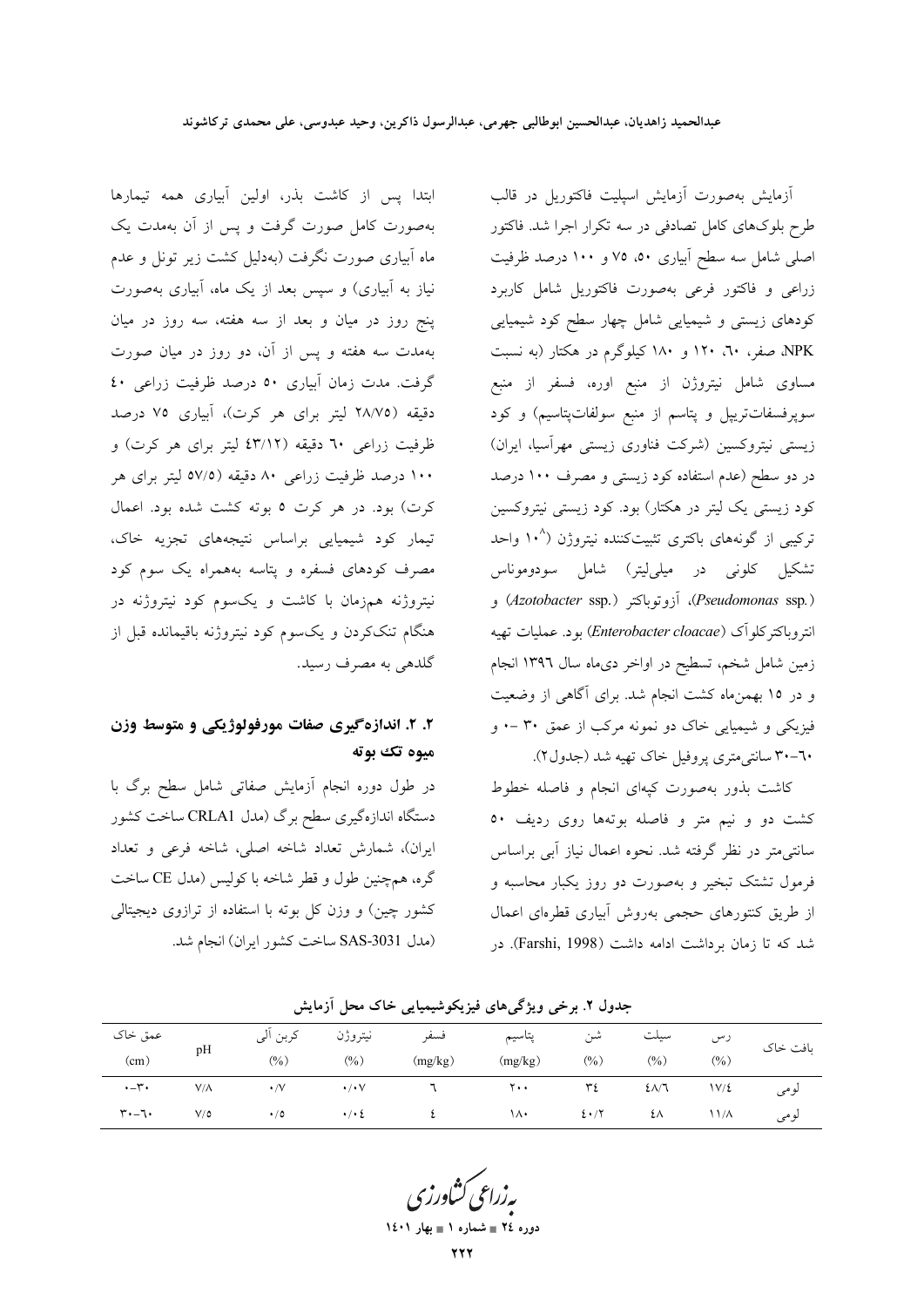آزمایش به‌صورت آزمایش اسپلیت فاکتوریل در قالب طرح بلوک‌های کامل تصادفی در سه تکرار اجرا شد. فاکتور اصلی شامل سه سطح آبیاری ۵۰، ۷۵ و ۱۰۰ درصد ظرفیت زراعی و فاکتور فرعی به‌صورت فاکتوریل شامل کاربرد کودهای زیستی و شیمیایی شامل چهار سطح کود شیمیایی NPK، صفر، ٦٠، ۱۲۰ و ۱۸۰ کیلوگرم در هکتار (به نسبت مساوی شامل نیتروژن از منبع اوره، فسفر از منبع سوپرفسفات‌تریپل و پتاسم از منبع سولفات‌پتاسیم) و کود زیستی نیتروکسین (شرکت فناوری زیستی مهرآسیا، ایران) در دو سطح (عدم استفاده کود زیستی و مصرف ۱۰۰ درصد کود زیستی یک لیتر در هکتار) بود. کود زیستی نیتروکسین ترکیبی از گونه‌های باکتری تثبیت‌کننده نیتروژن ($10^{8}$ واحد تشکیل کلونی در میلی‌لیتر) شامل سودوموناس (*Pseudomonas* ssp.)، آزوتوباکتر (*Azotobacter* ssp.) و انتروباکترکلوآک (*Enterobacter cloacae*) بود. عملیات تهیه زمین شامل شخم، تسطیح در اواخر دی‌ماه سال ۱۳۹٦ انجام و در ۱۵ بهمن‌ماه کشت انجام شد. برای آگاهی از وضعیت فیزیکی و شیمیایی خاک دو نمونه مرکب از عمق ۳۰-۰ و ٦٠-۳۰ سانتی‌متری پروفیل خاک تهیه شد (جدول۲).

کاشت بذور به‌صورت کپه‌ای انجام و فاصله خطوط کشت دو و نیم متر و فاصله بوته‌ها روی ردیف ۵۰ سانتی‌متر در نظر گرفته شد. نحوه اعمال نیاز آبی براساس فرمول تشتک تبخیر و به‌صورت دو روز یکبار محاسبه و از طریق کنتورهای حجمی به‌روش آبیاری قطره‌ای اعمال شد که تا زمان برداشت ادامه داشت (Farshi, 1998). در ابتدا پس از کاشت بذر، اولین آبیاری همه تیمارها به‌صورت کامل صورت گرفت و پس از آن به‌مدت یک ماه آبیاری صورت نگرفت (به‌دلیل کشت زیر تونل و عدم نیاز به آبیاری) و سپس بعد از یک ماه، آبیاری به‌صورت پنج روز در میان و بعد از سه هفته، سه روز در میان به‌مدت سه هفته و پس از آن، دو روز در میان صورت گرفت. مدت زمان آبیاری ۵۰ درصد ظرفیت زراعی ٤٠ دقیقه (۲۸/۷۵ لیتر برای هر کرت)، آبیاری ۷۵ درصد ظرفیت زراعی ٦٠ دقیقه (٤۳/۱۲ لیتر برای هر کرت) و ۱۰۰ درصد ظرفیت زراعی ۸۰ دقیقه (۵۷/۵ لیتر برای هر کرت) بود. در هر کرت ۵ بوته کشت شده بود. اعمال تیمار کود شیمیایی براساس نتیجه‌های تجزیه خاک، مصرف کودهای فسفره و پتاسه به‌همراه یک سوم کود نیتروژنه همزمان با کاشت و یک‌سوم کود نیتروژنه در هنگام تنک‌کردن و یک‌سوم کود نیتروژنه باقیمانده قبل از گلدهی به مصرف رسید.

### ۲. ۲. اندازه‌گیری صفات مورفولوژیکی و متوسط وزن میوه تک بوته

در طول دوره انجام آزمایش صفاتی شامل سطح برگ با دستگاه اندازه‌گیری سطح برگ (مدل CRLA1 ساخت کشور ایران)، شمارش تعداد شاخه اصلی، شاخه فرعی و تعداد گره، همچنین طول و قطر شاخه با کولیس (مدل CE ساخت کشور چین) و وزن کل بوته با استفاده از ترازوی دیجیتالی (مدل SAS-3031 ساخت کشور ایران) انجام شد.

جدول ۲. برخی ویژگی‌های فیزیکوشیمیایی خاک محل آزمایش

| بافت خاک | رس (%) | سیلت (%) | شن (%) | پتاسیم (mg/kg) | فسفر (mg/kg) | نیتروژن (%) | کربن آلی (%) | pH | عمق خاک (cm) |
|---|---|---|---|---|---|---|---|---|---|
| لومی | ۱۷/٤ | ٤۸/٦ | ۳٤ | ۲۰۰ | ٦ | ۰/۰۷ | ۰/۷ | ۷/۸ | ۳۰-۰ |
| لومی | ۱۱/۸ | ٤۸ | ٤۰/۲ | ۱۸۰ | ٤ | ۰/۰٤ | ۰/۵ | ۷/۵ | ٦۰-۳۰ |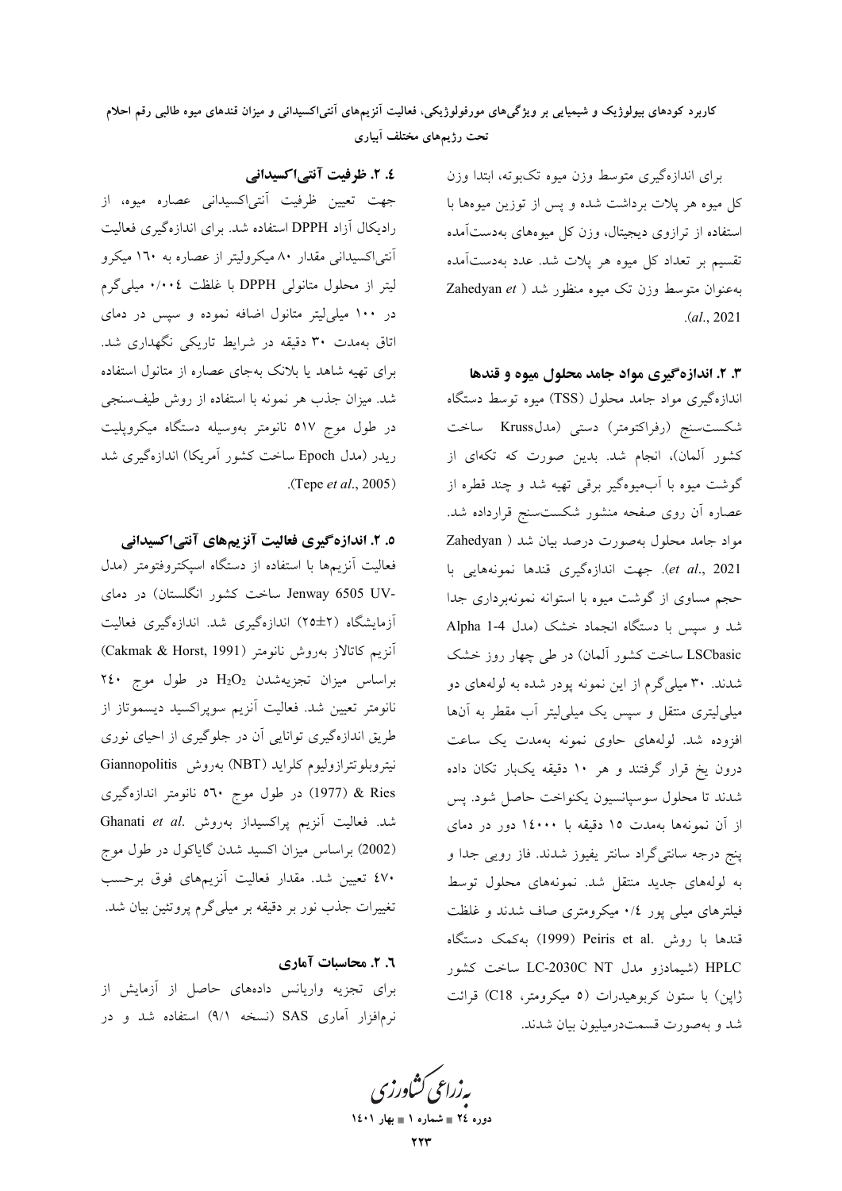برای اندازه‌گیری متوسط وزن میوه تک‌بوته، ابتدا وزن کل میوه هر پلات برداشت شده و پس از توزین میوه‌ها با استفاده از ترازوی دیجیتال، وزن کل میوه‌های به‌دست‌آمده تقسیم بر تعداد کل میوه هر پلات شد. عدد به‌دست‌آمده به‌عنوان متوسط وزن تک میوه منظور شد (Zahedyan *et al.*, 2021).

### ۳. ۲. اندازه‌گیری مواد جامد محلول میوه و قندها

اندازه‌گیری مواد جامد محلول (TSS) میوه توسط دستگاه شکست‌سنج (رفراکتومتر) دستی (مدلKruss ساخت کشور آلمان)، انجام شد. بدین صورت که تکه‌ای از گوشت میوه با آب‌میوه‌گیر برقی تهیه شد و چند قطره از عصاره آن روی صفحه منشور شکست‌سنج قرارداده شد. مواد جامد محلول به‌صورت درصد بیان شد (Zahedyan *et al.*, 2021). جهت اندازه‌گیری قندها نمونه‌هایی با حجم مساوی از گوشت میوه با استوانه نمونه‌برداری جدا شد و سپس با دستگاه انجماد خشک (مدل Alpha 1-4 LSCbasic ساخت کشور آلمان) در طی چهار روز خشک شدند. ۳۰ میلی‌گرم از این نمونه پودر شده به لوله‌های دو میلی‌لیتری منتقل و سپس یک میلی‌لیتر آب مقطر به آن‌ها افزوده شد. لوله‌های حاوی نمونه به‌مدت یک ساعت درون یخ قرار گرفتند و هر ۱۰ دقیقه یک‌بار تکان داده شدند تا محلول سوسپانسیون یکنواخت حاصل شود. پس از آن نمونه‌ها به‌مدت ۱۵ دقیقه با ۱۴۰۰۰ دور در دمای پنج درجه سانتی‌گراد سانتر یفیوز شدند. فاز رویی جدا و به لوله‌های جدید منتقل شد. نمونه‌های محلول توسط فیلترهای میلی پور ۰/۴ میکرومتری صاف شدند و غلظت قندها با روش .Peiris et al (1999) به‌کمک دستگاه HPLC (شیمادزو مدل LC-2030C NT ساخت کشور ژاپن) با ستون کربوهیدرات (۵ میکرومتر، C18) قرائت شد و به‌صورت قسمت‌درمیلیون بیان شدند.

### ۴. ۲. ظرفیت آنتی‌اکسیدانی

جهت تعیین ظرفیت آنتی‌اکسیدانی عصاره میوه، از رادیکال آزاد DPPH استفاده شد. برای اندازه‌گیری فعالیت آنتی‌اکسیدانی مقدار ۸۰ میکرولیتر از عصاره به ۱۶۰ میکرو لیتر از محلول متانولی DPPH با غلظت ۰/۰۰۴ میلی‌گرم در ۱۰۰ میلی‌لیتر متانول اضافه نموده و سپس در دمای اتاق به‌مدت ۳۰ دقیقه در شرایط تاریکی نگهداری شد. برای تهیه شاهد یا بلانک به‌جای عصاره از متانول استفاده شد. میزان جذب هر نمونه با استفاده از روش طیف‌سنجی در طول موج ۵۱۷ نانومتر به‌وسیله دستگاه میکروپلیت ریدر (مدل Epoch ساخت کشور آمریکا) اندازه‌گیری شد (Tepe *et al.*, 2005).

### ۵. ۲. اندازه‌گیری فعالیت آنزیم‌های آنتی‌اکسیدانی

فعالیت آنزیم‌ها با استفاده از دستگاه اسپکتروفتومتر (مدل Jenway 6505 UV- ساخت کشور انگلستان) در دمای آزمایشگاه (۲±۲۵) اندازه‌گیری شد. اندازه‌گیری فعالیت آنزیم کاتالاز به‌روش نانومتر (Cakmak & Horst, 1991) براساس میزان تجزیه‌شدن $H_2O_2$ در طول موج ۲۴۰ نانومتر تعیین شد. فعالیت آنزیم سوپراکسید دیسموتاز از طریق اندازه‌گیری توانایی آن در جلوگیری از احیای نوری نیتروبلوتترازولیوم کلراید (NBT) به‌روش Giannopolitis & Ries (1977) در طول موج ۵۶۰ نانومتر اندازه‌گیری شد. فعالیت آنزیم پراکسیداز به‌روش .Ghanati *et al* (2002) براساس میزان اکسید شدن گایاکول در طول موج ۴۷۰ تعیین شد. مقدار فعالیت آنزیم‌های فوق برحسب تغییرات جذب نور بر دقیقه بر میلی‌گرم پروتئین بیان شد.

### ۶. ۲. محاسبات آماری

برای تجزیه واریانس داده‌های حاصل از آزمایش از نرم‌افزار آماری SAS (نسخه ۹/۱) استفاده شد و در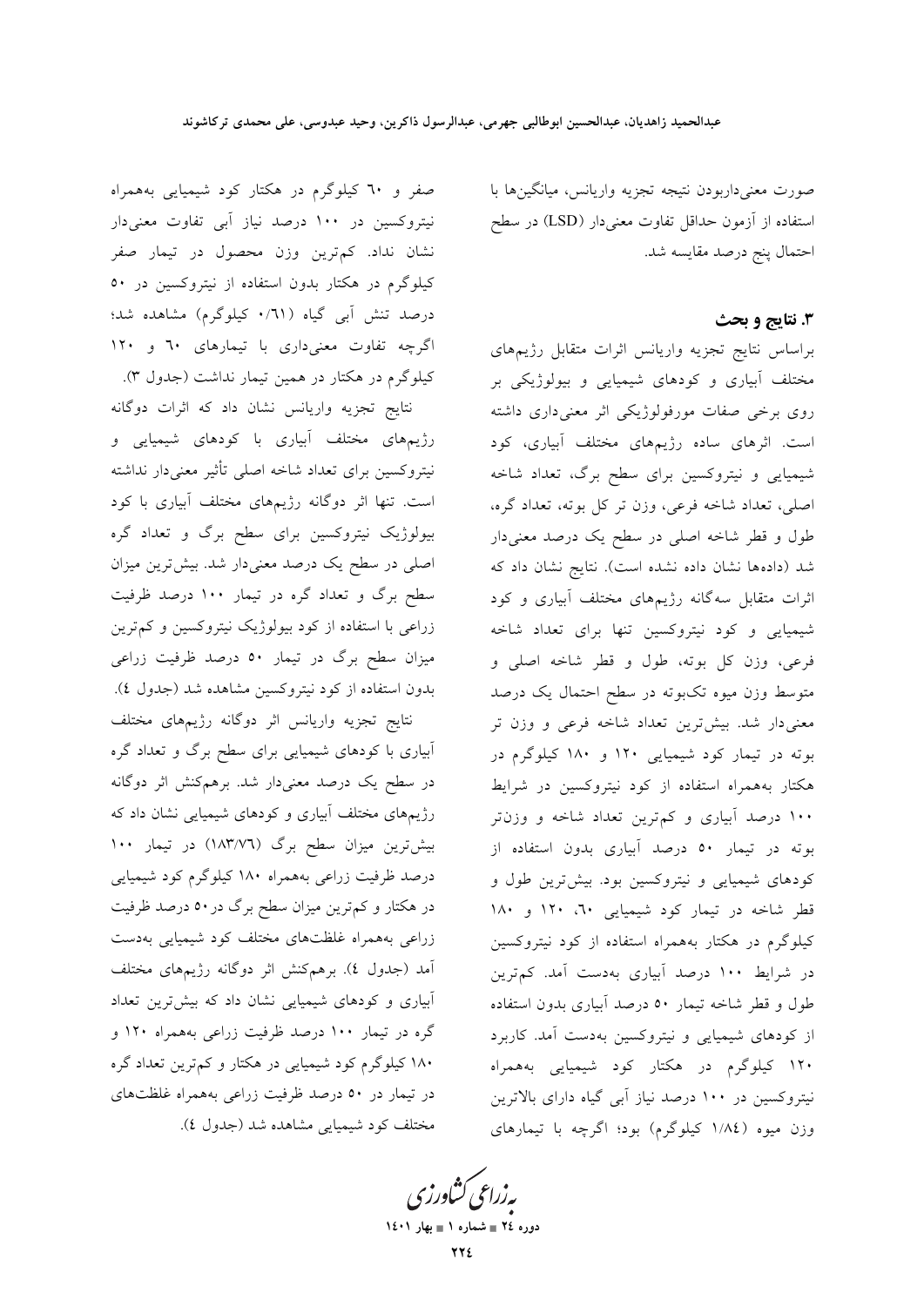صورت معنی‌داربودن نتیجه تجزیه واریانس، میانگین‌ها با استفاده از آزمون حداقل تفاوت معنی‌دار (LSD) در سطح احتمال پنج درصد مقایسه شد.

## ۳. نتایج و بحث

براساس نتایج تجزیه واریانس اثرات متقابل رژیم‌های مختلف آبیاری و کودهای شیمیایی و بیولوژیکی بر روی برخی صفات مورفولوژیکی اثر معنی‌داری داشته است. اثرهای ساده رژیم‌های مختلف آبیاری، کود شیمیایی و نیتروکسین برای سطح برگ، تعداد شاخه اصلی، تعداد شاخه فرعی، وزن تر کل بوته، تعداد گره، طول و قطر شاخه اصلی در سطح یک درصد معنی‌دار شد (داده‌ها نشان داده نشده است). نتایج نشان داد که اثرات متقابل سه‌گانه رژیم‌های مختلف آبیاری و کود شیمیایی و کود نیتروکسین تنها برای تعداد شاخه فرعی، وزن کل بوته، طول و قطر شاخه اصلی و متوسط وزن میوه تک‌بوته در سطح احتمال یک درصد معنی‌دار شد. بیش‌ترین تعداد شاخه فرعی و وزن تر بوته در تیمار کود شیمیایی ۱۲۰ و ۱۸۰ کیلوگرم در هکتار به‌همراه استفاده از کود نیتروکسین در شرایط ۱۰۰ درصد آبیاری و کم‌ترین تعداد شاخه و وزن‌تر بوته در تیمار ۵۰ درصد آبیاری بدون استفاده از کودهای شیمیایی و نیتروکسین بود. بیش‌ترین طول و قطر شاخه در تیمار کود شیمیایی ۶۰، ۱۲۰ و ۱۸۰ کیلوگرم در هکتار به‌همراه استفاده از کود نیتروکسین در شرایط ۱۰۰ درصد آبیاری به‌دست آمد. کم‌ترین طول و قطر شاخه تیمار ۵۰ درصد آبیاری بدون استفاده از کودهای شیمیایی و نیتروکسین به‌دست آمد. کاربرد ۱۲۰ کیلوگرم در هکتار کود شیمیایی به‌همراه نیتروکسین در ۱۰۰ درصد نیاز آبی گیاه دارای بالاترین وزن میوه (۱/۸٤ کیلوگرم) بود؛ اگرچه با تیمارهای صفر و ٦۰ کیلوگرم در هکتار کود شیمیایی به‌همراه نیتروکسین در ۱۰۰ درصد نیاز آبی تفاوت معنی‌دار نشان نداد. کم‌ترین وزن محصول در تیمار صفر کیلوگرم در هکتار بدون استفاده از نیتروکسین در ۵۰ درصد تنش آبی گیاه (۰/٦۱ کیلوگرم) مشاهده شد؛ اگرچه تفاوت معنی‌داری با تیمارهای ٦۰ و ۱۲۰ کیلوگرم در هکتار در همین تیمار نداشت (جدول ۳).

نتایج تجزیه واریانس نشان داد که اثرات دوگانه رژیم‌های مختلف آبیاری با کودهای شیمیایی و نیتروکسین برای تعداد شاخه اصلی تأثیر معنی‌دار نداشته است. تنها اثر دوگانه رژیم‌های مختلف آبیاری با کود بیولوژیک نیتروکسین برای سطح برگ و تعداد گره اصلی در سطح یک درصد معنی‌دار شد. بیش‌ترین میزان سطح برگ و تعداد گره در تیمار ۱۰۰ درصد ظرفیت زراعی با استفاده از کود بیولوژیک نیتروکسین و کم‌ترین میزان سطح برگ در تیمار ۵۰ درصد ظرفیت زراعی بدون استفاده از کود نیتروکسین مشاهده شد (جدول ٤).

نتایج تجزیه واریانس اثر دوگانه رژیم‌های مختلف آبیاری با کودهای شیمیایی برای سطح برگ و تعداد گره در سطح یک درصد معنی‌دار شد. برهم‌کنش اثر دوگانه رژیم‌های مختلف آبیاری و کودهای شیمیایی نشان داد که بیش‌ترین میزان سطح برگ (۱۸۳/۷٦) در تیمار ۱۰۰ درصد ظرفیت زراعی به‌همراه ۱۸۰ کیلوگرم کود شیمیایی در هکتار و کم‌ترین میزان سطح برگ در ۵۰ درصد ظرفیت زراعی به‌همراه غلظت‌های مختلف کود شیمیایی به‌دست آمد (جدول ٤). برهم‌کنش اثر دوگانه رژیم‌های مختلف آبیاری و کودهای شیمیایی نشان داد که بیش‌ترین تعداد گره در تیمار ۱۰۰ درصد ظرفیت زراعی به‌همراه ۱۲۰ و ۱۸۰ کیلوگرم کود شیمیایی در هکتار و کم‌ترین تعداد گره در تیمار در ۵۰ درصد ظرفیت زراعی به‌همراه غلظت‌های مختلف کود شیمیایی مشاهده شد (جدول ٤).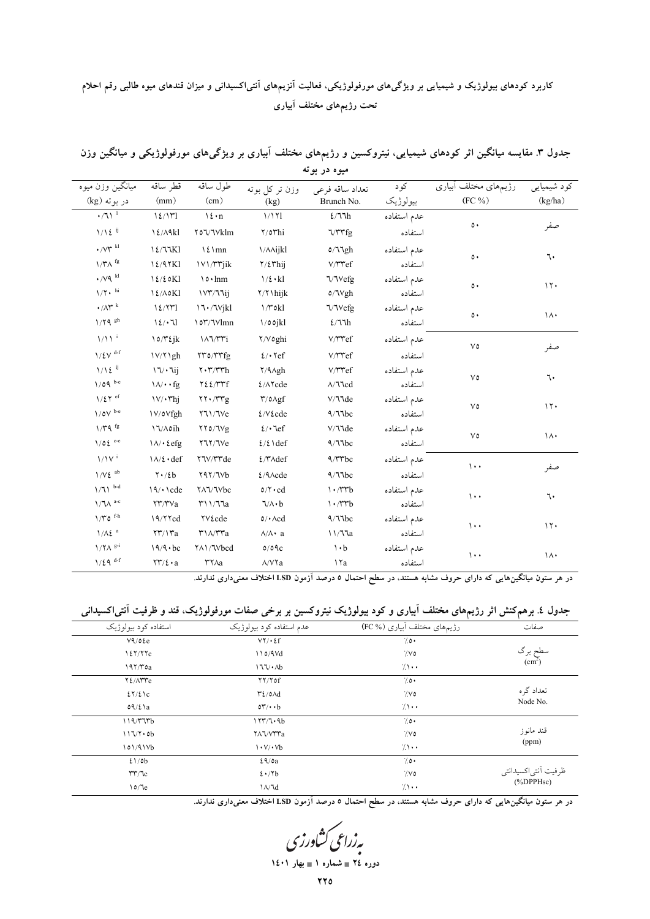جدول ۳. مقایسه میانگین اثر کودهای شیمیایی، نیتروکسین و رژیم‌های مختلف آبیاری بر ویژگی‌های مورفولوژیکی و میانگین وزن میوه در بوته

| کود شیمیایی (kg/ha) | رژیم‌های مختلف آبیاری (FC %) | کود بیولوژیک | تعداد ساقه فرعی Brunch No. | وزن تر کل بوته (kg) | طول ساقه (cm) | قطر ساقه (mm) | میانگین وزن میوه در بوته (kg) |
|---|---|---|---|---|---|---|---|
| صفر | ۵۰ | عدم استفاده | ۴/۶۶h | ۱/۱۲l | ۱۴۰n | ۱۴/۱۳l | ۰/۶۱ l |
| | | استفاده | ۶/۳۳fg | ۲/۵۳hi | ۲۵۶/۶۷klm | ۱۴/۸۹kl | ۱/۱۴ ij |
| ۶۰ | ۵۰ | عدم استفاده | ۵/۶۶gh | ۱/۸۸ijkl | ۱۴۱mn | ۱۴/۶۶Kl | ۰/۷۳ kl |
| | | استفاده | ۷/۳۳ef | ۲/۴۳hij | ۱۷۱/۳۳jik | ۱۴/۹۲Kl | ۱/۳۸ fg |
| ۱۲۰ | ۵۰ | عدم استفاده | ۶/۶۷efg | ۱/۴۰kl | ۱۵۰lnm | ۱۴/۴۵Kl | ۰/۷۹ kl |
| | | استفاده | ۵/۶۷gh | ۲/۲۱hijk | ۱۷۳/۶۶ij | ۱۴/۸۵Kl | ۱/۲۰ hi |
| ۱۸۰ | ۵۰ | عدم استفاده | ۶/۶۷efg | ۱/۳۵kl | ۱۶۰/۶۷jkl | ۱۴/۲۳l | ۰/۸۳ k |
| | | استفاده | ۴/۶۶h | ۱/۵۵jkl | ۱۵۳/۶۷lmn | ۱۴/۰۶l | ۱/۲۹ gh |
| صفر | ۷۵ | عدم استفاده | ۷/۳۳ef | ۲/۷۵ghi | ۱۸۶/۳۳i | ۱۵/۳۴jk | ۱/۱۱ i |
| | | استفاده | ۷/۳۳ef | ۴/۰۲ef | ۲۳۵/۳۳fg | ۱۷/۲۱gh | ۱/۴۷ d-f |
| ۶۰ | ۷۵ | عدم استفاده | ۷/۳۳ef | ۲/۹۸gh | ۲۰۳/۳۳h | ۱۶/۰۶ij | ۱/۱۴ ij |
| | | استفاده | ۸/۶۶cd | ۴/۸۲cde | ۲۴۴/۳۳f | ۱۸/۰۰fg | ۱/۵۹ b-e |
| ۱۲۰ | ۷۵ | عدم استفاده | ۷/۶۶de | ۳/۵۸gf | ۲۲۰/۳۳g | ۱۷/۰۳hj | ۱/۴۲ ef |
| | | استفاده | ۹/۶۶bc | ۴/۷۴cde | ۲۶۱/۶۷e | ۱۷/۵۷fgh | ۱/۵۷ b-e |
| ۱۸۰ | ۷۵ | عدم استفاده | ۷/۶۶de | ۴/۰۶ef | ۲۲۵/۶۷g | ۱۶/۸۵ih | ۱/۳۹ fg |
| | | استفاده | ۹/۶۶bc | ۴/۴۱def | ۲۶۲/۶۷e | ۱۸/۴efg | ۱/۵۴ c-e |
| صفر | ۱۰۰ | عدم استفاده | ۹/۳۳bc | ۴/۳۸def | ۲۶۷/۳۳de | ۱۸/۴۰def | ۱/۱۷ i |
| | | استفاده | ۹/۶۶bc | ۴/۹۸cde | ۲۹۲/۶۷b | ۲۰/۴b | ۱/۷۴ ab |
| ۶۰ | ۱۰۰ | عدم استفاده | ۱۰/۳۳b | ۵/۲۰cd | ۲۸۶/۶۷bc | ۱۹/۰۱cde | ۱/۶۱ b-d |
| | | استفاده | ۱۰/۳۳b | ۶/۸۰b | ۳۱۱/۶۶a | ۲۳/۳۷a | ۱/۶۸ a-c |
| ۱۲۰ | ۱۰۰ | عدم استفاده | ۹/۶۶bc | ۵/۰۸cd | ۲۷۴cde | ۱۹/۲۲cd | ۱/۳۵ f-h |
| | | استفاده | ۱۱/۶۶a | ۸/۸۰ a | ۳۱۸/۳۳a | ۲۳/۱۳a | ۱/۸۴ a |
| ۱۸۰ | ۱۰۰ | عدم استفاده | ۱۰b | ۵/۵۹c | ۲۸۱/۶۷bcd | ۱۹/۹۰bc | ۱/۲۸ g-i |
| | | استفاده | ۱۲a | ۸/۷۲a | ۳۲۸a | ۲۳/۴۰a | ۱/۴۹ d-f |

در هر ستون میانگین‌هایی که دارای حروف مشابه هستند، در سطح احتمال ۵ درصد آزمون LSD اختلاف معنی‌داری ندارند.

جدول ٤. برهم‌کنش اثر رژیم‌های مختلف آبیاری و کود بیولوژیک نیتروکسین بر برخی صفات مورفولوژیک، قند و ظرفیت آنتی‌اکسیدانی

| صفات | رژیم‌های مختلف آبیاری (FC %) | عدم استفاده کود بیولوژیک | استفاده کود بیولوژیک |
|---|---|---|---|
| سطح برگ ($cm^2$) | ٪۵۰ | ۷۲/۰۴f | ۷۹/۵۴e |
| | ٪۷۵ | ۱۱۵/۹۷d | ۱۴۲/۲۲c |
| | ٪۱۰۰ | ۱۶۶/۰۸b | ۱۹۲/۳۵a |
| تعداد گره Node No. | ٪۵۰ | ۲۲/۲۵f | ۲۴/۸۳e |
| | ٪۷۵ | ۳۴/۵۸d | ۴۲/۴۱c |
| | ٪۱۰۰ | ۵۳/۰۰b | ۵۹/۴۱a |
| قند مانوز (ppm) | ٪۵۰ | ۱۲۳/۶۰۹b | ۱۱۹/۳۶۳b |
| | ٪۷۵ | ۲۸۶/۷۳۳a | ۱۱۶/۲۰۵b |
| | ٪۱۰۰ | ۱۰۷/۰۷b | ۱۵۱/۹۱۷b |
| ظرفیت آنتی‌اکسیدانی (%DPPHsc) | ٪۵۰ | ۴۹/۵a | ۴۱/۵b |
| | ٪۷۵ | ۴۰/۲b | ۳۳/۶c |
| | ٪۱۰۰ | ۱۸/۶d | ۱۵/۶e |

در هر ستون میانگین‌هایی که دارای حروف مشابه هستند، در سطح احتمال ۵ درصد آزمون LSD اختلاف معنی‌داری ندارند.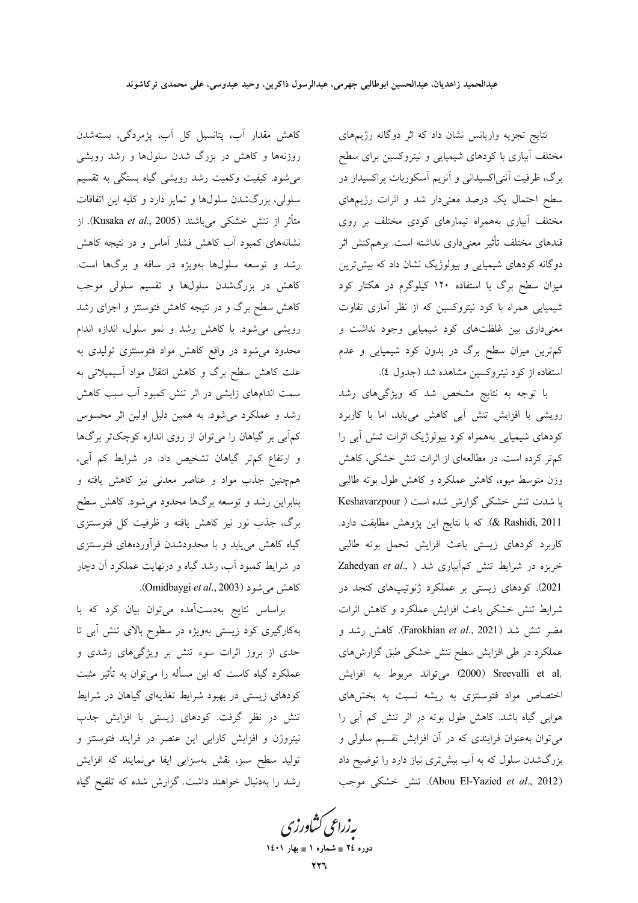نتایج تجزیه واریانس نشان داد که اثر دوگانه رژیم‌های مختلف آبیاری با کودهای شیمیایی و نیتروکسین برای سطح برگ، ظرفیت آنتی‌اکسیدانی و آنزیم آسکوربات پراکسیداز در سطح احتمال یک درصد معنی‌دار شد و اثرات رژیم‌های مختلف آبیاری به‌همراه تیمارهای کودی مختلف بر روی قندهای مختلف تأثیر معنی‌داری نداشته است. برهم‌کنش اثر دوگانه کودهای شیمیایی و بیولوژیک نشان داد که بیش‌ترین میزان سطح برگ با استفاده ۱۲۰ کیلوگرم در هکتار کود شیمیایی همراه با کود نیتروکسین که از نظر آماری تفاوت معنی‌داری بین غلظت‌های کود شیمیایی وجود نداشت و کم‌ترین میزان سطح برگ در بدون کود شیمیایی و عدم استفاده از کود نیتروکسین مشاهده شد (جدول ٤).

با توجه به نتایج مشخص شد که ویژگی‌های رشد رویشی با افزایش تنش آبی کاهش می‌یابد، اما با کاربرد کودهای شیمیایی به‌همراه کود بیولوژیک اثرات تنش آبی را کم‌تر کرده است. در مطالعه‌ای از اثرات تنش خشکی، کاهش وزن متوسط میوه، کاهش عملکرد و کاهش طول بوته طالبی با شدت تنش خشکی گزارش شده است (Keshavarzpour & Rashidi, 2011). که با نتایج این پژوهش مطابقت دارد. کاربرد کودهای زیستی باعث افزایش تحمل بوته طالبی خربزه در شرایط تنش کم‌آبیاری شد (Zahedyan *et al*., 2021). کودهای زیستی بر عملکرد ژنوتیپ‌های کنجد در شرایط تنش خشکی باعث افزایش عملکرد و کاهش اثرات مضر تنش شد (Farokhian *et al*., 2021). کاهش رشد و عملکرد در طی افزایش سطح تنش خشکی طبق گزارش‌های Sreevalli et al. (2000) می‌تواند مربوط به افزایش اختصاص مواد فتوسنتزی به ریشه نسبت به بخش‌های هوایی گیاه باشد. کاهش طول بوته در اثر تنش کم آبی را می‌توان به‌عنوان فرایندی که در آن افزایش تقسیم سلولی و بزرگ‌شدن سلول که به آب بیش‌تری نیاز دارد را توضیح داد (Abou El-Yazied *et al*., 2012). تنش خشکی موجب کاهش مقدار آب، پتانسیل کل آب، پژمردگی، بسته‌شدن روزنه‌ها و کاهش در بزرگ شدن سلول‌ها و رشد رویشی می‌شود. کیفیت وکمیت رشد رویشی گیاه بستگی به تقسیم سلولی، بزرگ‌شدن سلول‌ها و تمایز دارد و کلیه این اتفاقات متأثر از تنش خشکی می‌باشند (Kusaka *et al*., 2005). از نشانه‌های کمبود آب کاهش فشار آماس و در نتیجه کاهش رشد و توسعه سلول‌ها به‌ویژه در ساقه و برگ‌ها است. کاهش در بزرگ‌شدن سلول‌ها و تقسیم سلولی موجب کاهش سطح برگ و در نتیجه کاهش فتوسنتز و اجزای رشد رویشی می‌شود. با کاهش رشد و نمو سلول، اندازه اندام محدود می‌شود در واقع کاهش مواد فتوسنتزی تولیدی به علت کاهش سطح برگ و کاهش انتقال مواد آسیمیلاتی به سمت اندام‌های زایشی در اثر تنش کمبود آب سبب کاهش رشد و عملکرد می‌شود. به همین دلیل اولین اثر محسوس کم‌آبی بر گیاهان را می‌توان از روی اندازه کوچک‌تر برگ‌ها و ارتفاع کم‌تر گیاهان تشخیص داد. در شرایط کم آبی، هم‌چنین جذب مواد و عناصر معدنی نیز کاهش یافته و بنابراین رشد و توسعه برگ‌ها محدود می‌شود. کاهش سطح برگ، جذب نور نیز کاهش یافته و ظرفیت کل فتوسنتزی گیاه کاهش می‌یابد و با محدودشدن فرآورده‌های فتوسنتزی در شرایط کمبود آب، رشد گیاه و درنهایت عملکرد آن دچار کاهش می‌شود (Omidbaygi *et al*., 2003).

براساس نتایج به‌دست‌آمده می‌توان بیان کرد که با به‌کارگیری کود زیستی به‌ویژه در سطوح بالای تنش آبی تا حدی از بروز اثرات سوء تنش بر ویژگی‌های رشدی و عملکرد گیاه کاست که این مسأله را می‌توان به تأثیر مثبت کودهای زیستی در بهبود شرایط تغذیه‌ای گیاهان در شرایط تنش در نظر گرفت. کودهای زیستی با افزایش جذب نیتروژن و افزایش کارایی این عنصر در فرایند فتوسنتز و تولید سطح سبز، نقش به‌سزایی ایفا می‌نمایند که افزایش رشد را به‌دنبال خواهند داشت. گزارش شده که تلقیح گیاه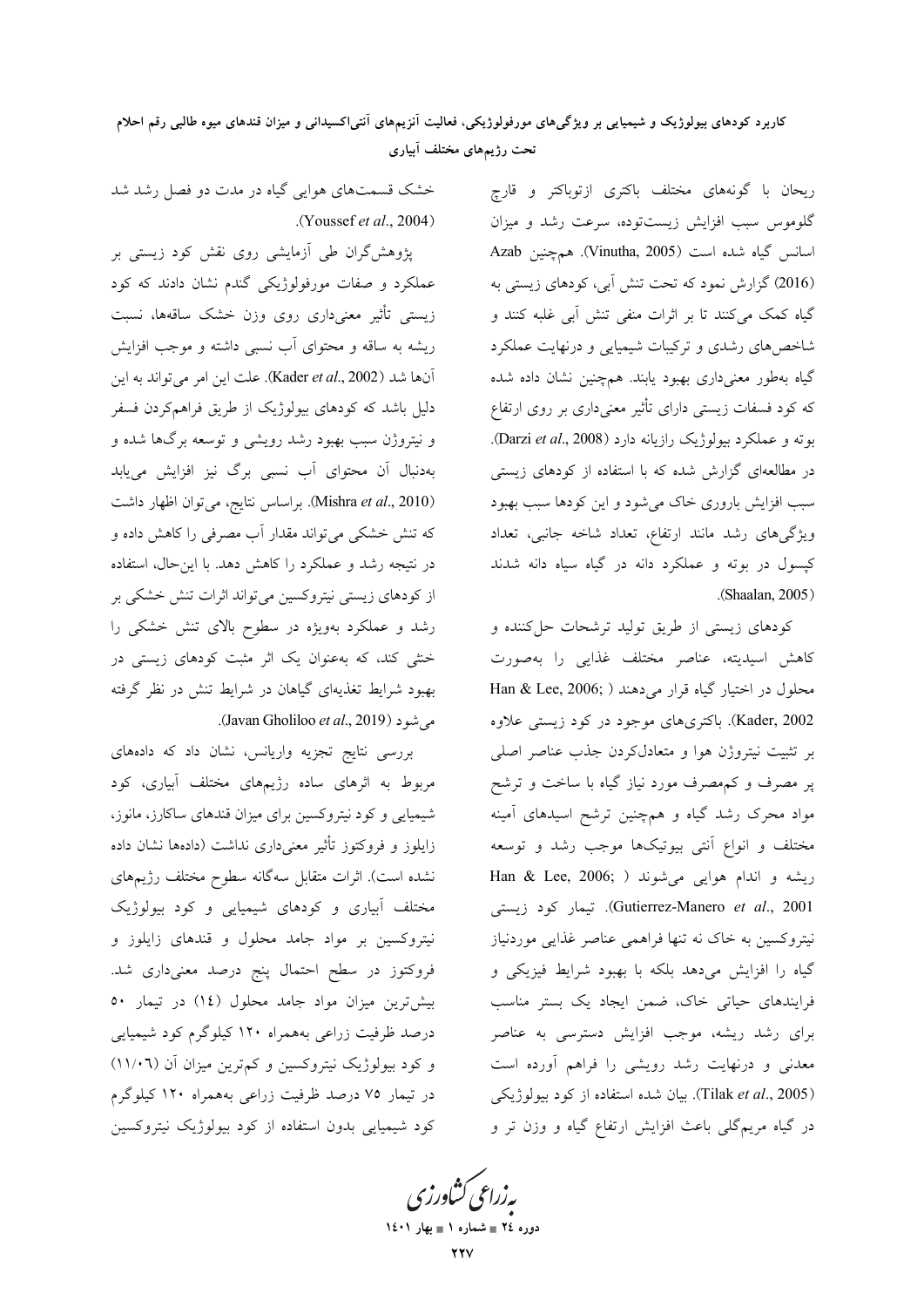ریحان با گونه‌های مختلف باکتری ازتوباکتر و قارچ گلوموس سبب افزایش زیست‌توده، سرعت رشد و میزان اسانس گیاه شده است (Vinutha, 2005). هم‌چنین Azab (2016) گزارش نمود که تحت تنش آبی، کودهای زیستی به گیاه کمک می‌کنند تا بر اثرات منفی تنش آبی غلبه کنند و شاخص‌های رشدی و ترکیبات شیمیایی و درنهایت عملکرد گیاه به‌طور معنی‌داری بهبود یابند. هم‌چنین نشان داده شده که کود فسفات زیستی دارای تأثیر معنی‌داری بر روی ارتفاع بوته و عملکرد بیولوژیک رازیانه دارد (Darzi *et al*., 2008). در مطالعه‌ای گزارش شده که با استفاده از کودهای زیستی سبب افزایش باروری خاک می‌شود و این کودها سبب بهبود ویژگی‌های رشد مانند ارتفاع، تعداد شاخه جانبی، تعداد کپسول در بوته و عملکرد دانه در گیاه سیاه دانه شدند (Shaalan, 2005).

کودهای زیستی از طریق تولید ترشحات حل‌کننده و کاهش اسیدیته، عناصر مختلف غذایی را به‌صورت محلول در اختیار گیاه قرار می‌دهند (Han & Lee, 2006; Kader, 2002). باکتری‌های موجود در کود زیستی علاوه بر تثبیت نیتروژن هوا و متعادل‌کردن جذب عناصر اصلی پر مصرف و کم‌مصرف مورد نیاز گیاه با ساخت و ترشح مواد محرک رشد گیاه و هم‌چنین ترشح اسیدهای آمینه مختلف و انواع آنتی بیوتیک‌ها موجب رشد و توسعه ریشه و اندام هوایی می‌شوند (Han & Lee, 2006; Gutierrez-Manero *et al*., 2001). تیمار کود زیستی نیتروکسین به خاک نه تنها فراهمی عناصر غذایی موردنیاز گیاه را افزایش می‌دهد بلکه با بهبود شرایط فیزیکی و فرایندهای حیاتی خاک، ضمن ایجاد یک بستر مناسب برای رشد ریشه، موجب افزایش دسترسی به عناصر معدنی و درنهایت رشد رویشی را فراهم آورده است (Tilak *et al*., 2005). بیان شده استفاده از کود بیولوژیکی در گیاه مریم‌گلی باعث افزایش ارتفاع گیاه و وزن تر و خشک قسمت‌های هوایی گیاه در مدت دو فصل رشد شد (Youssef *et al*., 2004).

پژوهش‌گران طی آزمایشی روی نقش کود زیستی بر عملکرد و صفات مورفولوژیکی گندم نشان دادند که کود زیستی تأثیر معنی‌داری روی وزن خشک ساقه‌ها، نسبت ریشه به ساقه و محتوای آب نسبی داشته و موجب افزایش آن‌ها شد (Kader *et al*., 2002). علت این امر می‌تواند به این دلیل باشد که کودهای بیولوژیک از طریق فراهم‌کردن فسفر و نیتروژن سبب بهبود رشد رویشی و توسعه برگ‌ها شده و به‌دنبال آن محتوای آب نسبی برگ نیز افزایش می‌یابد (Mishra *et al*., 2010). براساس نتایج، می‌توان اظهار داشت که تنش خشکی می‌تواند مقدار آب مصرفی را کاهش داده و در نتیجه رشد و عملکرد را کاهش دهد. با این‌حال، استفاده از کودهای زیستی نیتروکسین می‌تواند اثرات تنش خشکی بر رشد و عملکرد به‌ویژه در سطوح بالای تنش خشکی را خنثی کند، که به‌عنوان یک اثر مثبت کودهای زیستی در بهبود شرایط تغذیه‌ای گیاهان در شرایط تنش در نظر گرفته می‌شود (Javan Gholiloo *et al*., 2019).

بررسی نتایج تجزیه واریانس، نشان داد که داده‌های مربوط به اثرهای ساده رژیم‌های مختلف آبیاری، کود شیمیایی و کود نیتروکسین برای میزان قندهای ساکارز، مانوز، زایلوز و فروکتوز تأثیر معنی‌داری نداشت (داده‌ها نشان داده نشده است). اثرات متقابل سه‌گانه سطوح مختلف رژیم‌های مختلف آبیاری و کودهای شیمیایی و کود بیولوژیک نیتروکسین بر مواد جامد محلول و قندهای زایلوز و فروکتوز در سطح احتمال پنج درصد معنی‌داری شد. بیش‌ترین میزان مواد جامد محلول (۱۴) در تیمار ۵۰ درصد ظرفیت زراعی به‌همراه ۱۲۰ کیلوگرم کود شیمیایی و کود بیولوژیک نیتروکسین و کم‌ترین میزان آن (۱۱/۰۶) در تیمار ۷۵ درصد ظرفیت زراعی به‌همراه ۱۲۰ کیلوگرم کود شیمیایی بدون استفاده از کود بیولوژیک نیتروکسین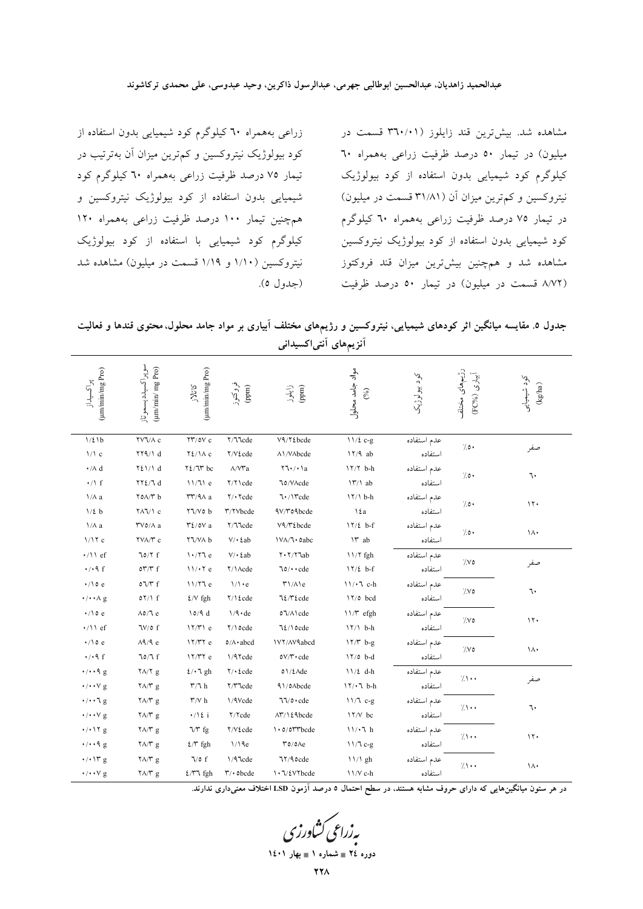مشاهده شد. بیش‌ترین قند زایلوز (۳۶۰/۰۱ قسمت در میلیون) در تیمار ۵۰ درصد ظرفیت زراعی به‌همراه ۶۰ کیلوگرم کود شیمیایی بدون استفاده از کود بیولوژیک نیتروکسین و کم‌ترین میزان آن (۳۱/۸۱ قسمت در میلیون) در تیمار ۷۵ درصد ظرفیت زراعی به‌همراه ۶۰ کیلوگرم کود شیمیایی بدون استفاده از کود بیولوژیک نیتروکسین مشاهده شد و هم‌چنین بیش‌ترین میزان قند فروکتوز (۸/۷۲ قسمت در میلیون) در تیمار ۵۰ درصد ظرفیت زراعی به‌همراه ۶۰ کیلوگرم کود شیمیایی بدون استفاده از کود بیولوژیک نیتروکسین و کم‌ترین میزان آن به‌ترتیب در تیمار ۷۵ درصد ظرفیت زراعی به‌همراه ۶۰ کیلوگرم کود شیمیایی بدون استفاده از کود بیولوژیک نیتروکسین و هم‌چنین تیمار ۱۰۰ درصد ظرفیت زراعی به‌همراه ۱۲۰ کیلوگرم کود شیمیایی با استفاده از کود بیولوژیک نیتروکسین (۱/۱۰ و ۱/۱۹ قسمت در میلیون) مشاهده شد (جدول ۵).

**جدول ۵. مقایسه میانگین اثر کودهای شیمیایی، نیتروکسین و رژیم‌های مختلف آبیاری بر مواد جامد محلول، محتوی قندها و فعالیت آنزیم‌های آنتی‌اکسیدانی**

| کود شیمیایی (kg/ha) | رژیم‌های مختلف آبیاری (FC%) | کود بیولوژیک | مواد جامد محلول (%) | زایلوز (ppm) | فروکتوز (ppm) | کاتالاز (µm/min/mg Pro) | سوپراکسیددیسموتاز (µm/min/ mg Pro) | پراکسیداز (µm/min/mg Pro) |
|---|---|---|---|---|---|---|---|---|
| صفر | ٪۵۰ | عدم استفاده | ۱۱/۴ c-g | ۷۹/۲۴bcde | ۲/۶۶cde | ۲۳/۵۷ c | ۲۷۶/۸ c | ۱/۴۱b |
| | | استفاده | ۱۲/۹ ab | ۸۱/۷۸bcde | ۲/۷۴cde | ۲۴/۱۸ c | ۲۲۹/۱ d | ۱/۱ c |
| ۶۰ | ٪۵۰ | عدم استفاده | ۱۲/۲ b-h | ۳۶۰/۰۱a | ۸/۷۲a | ۲۴/۶۳ bc | ۲۴۱/۱ d | ۰/۸ d |
| | | استفاده | ۱۳/۱ ab | ۶۵/۷۸cde | ۲/۲۱cde | ۱۱/۶۱ e | ۲۲۴/۶ d | ۰/۱ f |
| ۱۲۰ | ٪۵۰ | عدم استفاده | ۱۲/۱ b-h | ۶۰/۱۳cde | ۲/۰۲cde | ۳۳/۹۸ a | ۳۵۸/۳ b | ۱/۸ a |
| | | استفاده | ۱۴a | ۹۷/۳۵۹bcde | ۳/۲۷bcde | ۲۶/۷۵ b | ۲۸۶/۱ c | ۱/۴ b |
| ۱۸۰ | ٪۵۰ | عدم استفاده | ۱۲/۴ b-f | ۷۹/۳۴bcde | ۲/۶۶cde | ۳۴/۵۷ a | ۳۷۵/۸ a | ۱/۸ a |
| | | استفاده | ۱۳ ab | ۱۷۸/۶۰abc | ۷/۰۴ab | ۲۶/۷۸ b | ۲۷۸/۳ c | ۱/۱۲ c |
| صفر | ٪۷۵ | عدم استفاده | ۱۱/۲ fgh | ۲۰۲/۲۶ab | ۷/۰۴ab | ۱۰/۲۶ e | ۶۵/۲ f | ۰/۱۱ ef |
| | | استفاده | ۱۲/۴ b-f | ۶۵/۰۰cde | ۲/۱۸cde | ۱۱/۰۲ e | ۵۳/۳ f | ۰/۰۹ f |
| ۶۰ | ٪۷۵ | عدم استفاده | ۱۱/۰۶ c-h | ۳۱/۸۱e | ۱/۱۰e | ۱۱/۲۶ e | ۵۶/۷ f | ۰/۱۵ e |
| | | استفاده | ۱۲/۵ bcd | ۶۴/۳۴cde | ۲/۱۴cde | ۴/۷ fgh | ۵۲/۱ f | ۰/۰۰۸ g |
| ۱۲۰ | ٪۷۵ | عدم استفاده | ۱۱/۳ efgh | ۵۶/۸۱cde | ۱/۹۰de | ۱۵/۹ d | ۸۵/۶ e | ۰/۱۵ e |
| | | استفاده | ۱۲/۱ b-h | ۶۴/۱۵cde | ۲/۱۵cde | ۱۲/۳۱ e | ۶۷/۵ f | ۰/۱۱ ef |
| ۱۸۰ | ٪۷۵ | عدم استفاده | ۱۲/۳ b-g | ۱۷۲/۸۷۹abcd | ۵/۸۰abcd | ۱۲/۳۲ e | ۸۹/۹ e | ۰/۱۵ e |
| | | استفاده | ۱۲/۵ b-d | ۵۷/۳۰cde | ۱/۹۲cde | ۱۲/۳۲ e | ۶۵/۶ f | ۰/۰۹ f |
| صفر | ٪۱۰۰ | عدم استفاده | ۱۱/۴ d-h | ۵۱/۴۸de | ۲/۰۴cde | ۴/۰۶ gh | ۲۸/۲ g | ۰/۰۰۹ g |
| | | استفاده | ۱۲/۰۶ b-h | ۹۱/۵۸bcde | ۲/۳۶cde | ۳/۶ h | ۲۸/۳ g | ۰/۰۰۷ g |
| ۶۰ | ٪۱۰۰ | عدم استفاده | ۱۱/۶ c-g | ۶۶/۵۰cde | ۱/۹۷cde | ۳/۷ h | ۲۸/۳ g | ۰/۰۰۶ g |
| | | استفاده | ۱۲/۷ bc | ۸۳/۱۴۹bcde | ۲/۲cde | ۰/۱۴ i | ۲۸/۳ g | ۰/۰۰۷ g |
| ۱۲۰ | ٪۱۰۰ | عدم استفاده | ۱۱/۰۶ h | ۱۰۵/۵۳۳bcde | ۲/۷۴cde | ۶/۷ fg | ۲۸/۳ g | ۰/۰۱۲ g |
| | | استفاده | ۱۱/۶ c-g | ۳۵/۵۸e | ۱/۱۹e | ۴/۳ fgh | ۲۸/۳ g | ۰/۰۰۹ g |
| ۱۸۰ | ٪۱۰۰ | عدم استفاده | ۱۱/۱ gh | ۶۲/۹۵cde | ۱/۹۶cde | ۶/۵ f | ۲۸/۳ g | ۰/۰۱۳ g |
| | | استفاده | ۱۱/۷ c-h | ۱۰۶/۴۷۲bcde | ۳/۰۵bcde | ۴/۳۶ fgh | ۲۸/۳ g | ۰/۰۰۷ g |

در هر ستون میانگین‌هایی که دارای حروف مشابه هستند، در سطح احتمال ۵ درصد آزمون LSD اختلاف معنی‌داری ندارند.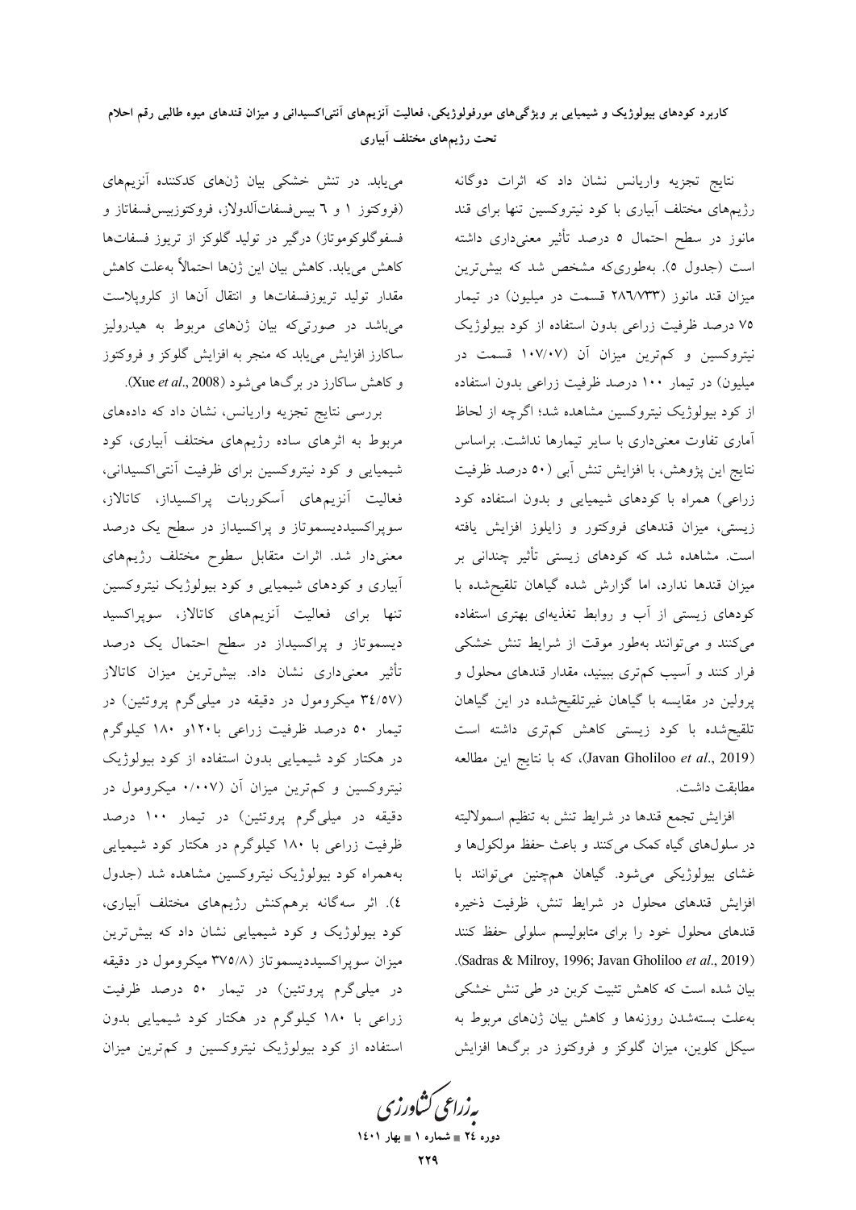نتایج تجزیه واریانس نشان داد که اثرات دوگانه رژیم‌های مختلف آبیاری با کود نیتروکسین تنها برای قند مانوز در سطح احتمال ۵ درصد تأثیر معنی‌داری داشته است (جدول ۵). به‌طوری‌که مشخص شد که بیش‌ترین میزان قند مانوز (۲۸۶/۷۳۳ قسمت در میلیون) در تیمار ۷۵ درصد ظرفیت زراعی بدون استفاده از کود بیولوژیک نیتروکسین و کم‌ترین میزان آن (۱۰۷/۰۷ قسمت در میلیون) در تیمار ۱۰۰ درصد ظرفیت زراعی بدون استفاده از کود بیولوژیک نیتروکسین مشاهده شد؛ اگرچه از لحاظ آماری تفاوت معنی‌داری با سایر تیمارها نداشت. براساس نتایج این پژوهش، با افزایش تنش آبی (۵۰ درصد ظرفیت زراعی) همراه با کودهای شیمیایی و بدون استفاده کود زیستی، میزان قندهای فروکتور و زایلوز افزایش یافته است. مشاهده شد که کودهای زیستی تأثیر چندانی بر میزان قندها ندارد، اما گزارش شده گیاهان تلقیح‌شده با کودهای زیستی از آب و روابط تغذیه‌ای بهتری استفاده می‌کنند و می‌توانند به‌طور موقت از شرایط تنش خشکی فرار کنند و آسیب کم‌تری ببینند، مقدار قندهای محلول و پرولین در مقایسه با گیاهان غیرتلقیح‌شده در این گیاهان تلقیح‌شده با کود زیستی کاهش کم‌تری داشته است (Javan Gholiloo *et al*., 2019)، که با نتایج این مطالعه مطابقت داشت.

افزایش تجمع قندها در شرایط تنش به تنظیم اسمولالیته در سلول‌های گیاه کمک می‌کنند و باعث حفظ مولکول‌ها و غشای بیولوژیکی می‌شود. گیاهان همچنین می‌توانند با افزایش قندهای محلول در شرایط تنش، ظرفیت ذخیره قندهای محلول خود را برای متابولیسم سلولی حفظ کنند (Sadras & Milroy, 1996; Javan Gholiloo *et al*., 2019). بیان شده است که کاهش تثبیت کربن در طی تنش خشکی به‌علت بسته‌شدن روزنه‌ها و کاهش بیان ژن‌های مربوط به سیکل کلوین، میزان گلوکز و فروکتوز در برگ‌ها افزایش می‌یابد. در تنش خشکی بیان ژن‌های کدکننده آنزیم‌های (فروکتوز ۱ و ٦ بیس‌فسفات‌آلدولاز، فروکتوزبیس‌فسفاتاز و فسفوگلوکوموتاز) درگیر در تولید گلوکز از تریوز فسفات‌ها کاهش می‌یابد. کاهش بیان این ژن‌ها احتمالاً به‌علت کاهش مقدار تولید تریوزفسفات‌ها و انتقال آن‌ها از کلروپلاست می‌باشد در صورتی‌که بیان ژن‌های مربوط به هیدرولیز ساکارز افزایش می‌یابد که منجر به افزایش گلوکز و فروکتوز و کاهش ساکارز در برگ‌ها می‌شود (Xue *et al*., 2008).

بررسی نتایج تجزیه واریانس، نشان داد که داده‌های مربوط به اثرهای ساده رژیم‌های مختلف آبیاری، کود شیمیایی و کود نیتروکسین برای ظرفیت آنتی‌اکسیدانی، فعالیت آنزیم‌های آسکوربات پراکسیداز، کاتالاز، سوپراکسیددیسموتاز و پراکسیداز در سطح یک درصد معنی‌دار شد. اثرات متقابل سطوح مختلف رژیم‌های آبیاری و کودهای شیمیایی و کود بیولوژیک نیتروکسین تنها برای فعالیت آنزیم‌های کاتالاز، سوپراکسید دیسموتاز و پراکسیداز در سطح احتمال یک درصد تأثیر معنی‌داری نشان داد. بیش‌ترین میزان کاتالاز (۳٤/۵۷ میکرومول در دقیقه در میلی‌گرم پروتئین) در تیمار ۵۰ درصد ظرفیت زراعی با۱۲۰و ۱۸۰ کیلوگرم در هکتار کود شیمیایی بدون استفاده از کود بیولوژیک نیتروکسین و کم‌ترین میزان آن (۰/۰۰۷ میکرومول در دقیقه در میلی‌گرم پروتئین) در تیمار ۱۰۰ درصد ظرفیت زراعی با ۱۸۰ کیلوگرم در هکتار کود شیمیایی به‌همراه کود بیولوژیک نیتروکسین مشاهده شد (جدول ٤). اثر سه‌گانه برهم‌کنش رژیم‌های مختلف آبیاری، کود بیولوژیک و کود شیمیایی نشان داد که بیش‌ترین میزان سوپراکسیددیسموتاز (۳۷۵/۸ میکرومول در دقیقه در میلی‌گرم پروتئین) در تیمار ۵۰ درصد ظرفیت زراعی با ۱۸۰ کیلوگرم در هکتار کود شیمیایی بدون استفاده از کود بیولوژیک نیتروکسین و کم‌ترین میزان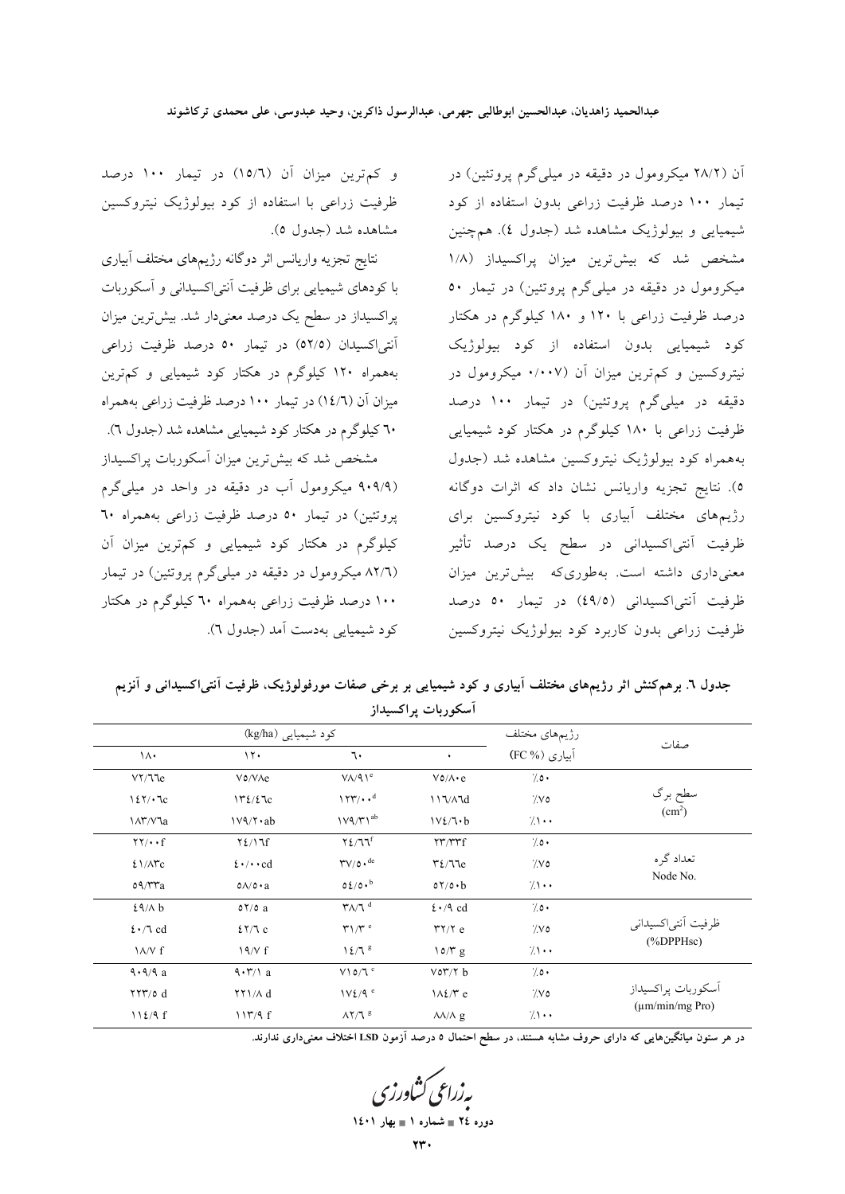آن (۲۸/۲ میکرومول در دقیقه در میلی‌گرم پروتئین) در تیمار ۱۰۰ درصد ظرفیت زراعی بدون استفاده از کود شیمیایی و بیولوژیک مشاهده شد (جدول ٤). هم‌چنین مشخص شد که بیش‌ترین میزان پراکسیداز (۱/۸ میکرومول در دقیقه در میلی‌گرم پروتئین) در تیمار ۵۰ درصد ظرفیت زراعی با ۱۲۰ و ۱۸۰ کیلوگرم در هکتار کود شیمیایی بدون استفاده از کود بیولوژیک نیتروکسین و کم‌ترین میزان آن (۰/۰۰۷ میکرومول در دقیقه در میلی‌گرم پروتئین) در تیمار ۱۰۰ درصد ظرفیت زراعی با ۱۸۰ کیلوگرم در هکتار کود شیمیایی به‌همراه کود بیولوژیک نیتروکسین مشاهده شد (جدول ۵). نتایج تجزیه واریانس نشان داد که اثرات دوگانه رژیم‌های مختلف آبیاری با کود نیتروکسین برای ظرفیت آنتی‌اکسیدانی در سطح یک درصد تأثیر معنی‌داری داشته است. به‌طوری‌که بیش‌ترین میزان ظرفیت آنتی‌اکسیدانی (٤۹/۵) در تیمار ۵۰ درصد ظرفیت زراعی بدون کاربرد کود بیولوژیک نیتروکسین و کم‌ترین میزان آن (۱۵/٦) در تیمار ۱۰۰ درصد ظرفیت زراعی با استفاده از کود بیولوژیک نیتروکسین مشاهده شد (جدول ۵).

نتایج تجزیه واریانس اثر دوگانه رژیم‌های مختلف آبیاری با کودهای شیمیایی برای ظرفیت آنتی‌اکسیدانی و آسکوربات پراکسیداز در سطح یک درصد معنی‌دار شد. بیش‌ترین میزان آنتی‌اکسیدان (۵۲/۵) در تیمار ۵۰ درصد ظرفیت زراعی به‌همراه ۱۲۰ کیلوگرم در هکتار کود شیمیایی و کم‌ترین میزان آن (۱٤/٦) در تیمار ۱۰۰ درصد ظرفیت زراعی به‌همراه ٦۰ کیلوگرم در هکتار کود شیمیایی مشاهده شد (جدول ٦).

مشخص شد که بیش‌ترین میزان آسکوربات پراکسیداز (۹۰۹/۹ میکرومول آب در دقیقه در واحد در میلی‌گرم پروتئین) در تیمار ۵۰ درصد ظرفیت زراعی به‌همراه ٦۰ کیلوگرم در هکتار کود شیمیایی و کم‌ترین میزان آن (۸۲/٦ میکرومول در دقیقه در میلی‌گرم پروتئین) در تیمار ۱۰۰ درصد ظرفیت زراعی به‌همراه ٦۰ کیلوگرم در هکتار کود شیمیایی به‌دست آمد (جدول ٦).

**جدول ٦. برهم‌کنش اثر رژیم‌های مختلف آبیاری و کود شیمیایی بر برخی صفات مورفولوژیک، ظرفیت آنتی‌اکسیدانی و آنزیم آسکوربات پراکسیداز**

| صفات | رژیم‌های مختلف آبیاری (FC %) | کود شیمیایی (kg/ha) | | | |
|---|---|---|---|---|---|
| | | ۰ | ٦۰ | ۱۲۰ | ۱۸۰ |
| سطح برگ (cm²) | ٪۵۰ | ۷۵/۸۰e | ۷۸/۹۱[e] | ۷۵/۷۸e | ۷۲/٦٦e |
| | ٪۷۵ | ۱۱٦/۸٦d | ۱۲۳/۰۰[d] | ۱۳٤/٤٦c | ۱٤۲/۰٦c |
| | ٪۱۰۰ | ۱۷٤/٦۰b | ۱۷۹/۳۱[ab] | ۱۷۹/۲۰ab | ۱۸۳/۷٦a |
| تعداد گره Node No. | ٪۵۰ | ۲۳/۳۳f | ۲٤/٦٦[f] | ۲٤/۱٦f | ۲۲/۰۰f |
| | ٪۷۵ | ۳٤/٦٦e | ۳۷/۵۰[de] | ٤۰/۰۰cd | ٤۱/۸۳c |
| | ٪۱۰۰ | ۵۲/۵۰b | ۵٤/۵۰[b] | ۵۸/۵۰a | ۵۹/۳۳a |
| ظرفیت آنتی‌اکسیدانی (%DPPHsc) | ٪۵۰ | ٤۰/۹ cd | ۳۸/٦ [d] | ۵۲/۵ a | ٤۹/۸ b |
| | ٪۷۵ | ۳۲/۲ e | ۳۱/۳ [e] | ٤۲/٦ c | ٤۰/٦ cd |
| | ٪۱۰۰ | ۱۵/۳ g | ۱٤/٦ [g] | ۱۹/۷ f | ۱۸/۷ f |
| آسکوربات پراکسیداز (µm/min/mg Pro) | ٪۵۰ | ۷۵۳/۲ b | ۷۱۵/٦ [c] | ۹۰۳/۱ a | ۹۰۹/۹ a |
| | ٪۷۵ | ۱۸٤/۳ e | ۱۷٤/۹ [e] | ۲۲۱/۸ d | ۲۲۳/۵ d |
| | ٪۱۰۰ | ۸۸/۸ g | ۸۲/٦ [g] | ۱۱۳/۹ f | ۱۱٤/۹ f |

در هر ستون میانگین‌هایی که دارای حروف مشابه هستند، در سطح احتمال ۵ درصد آزمون LSD اختلاف معنی‌داری ندارند.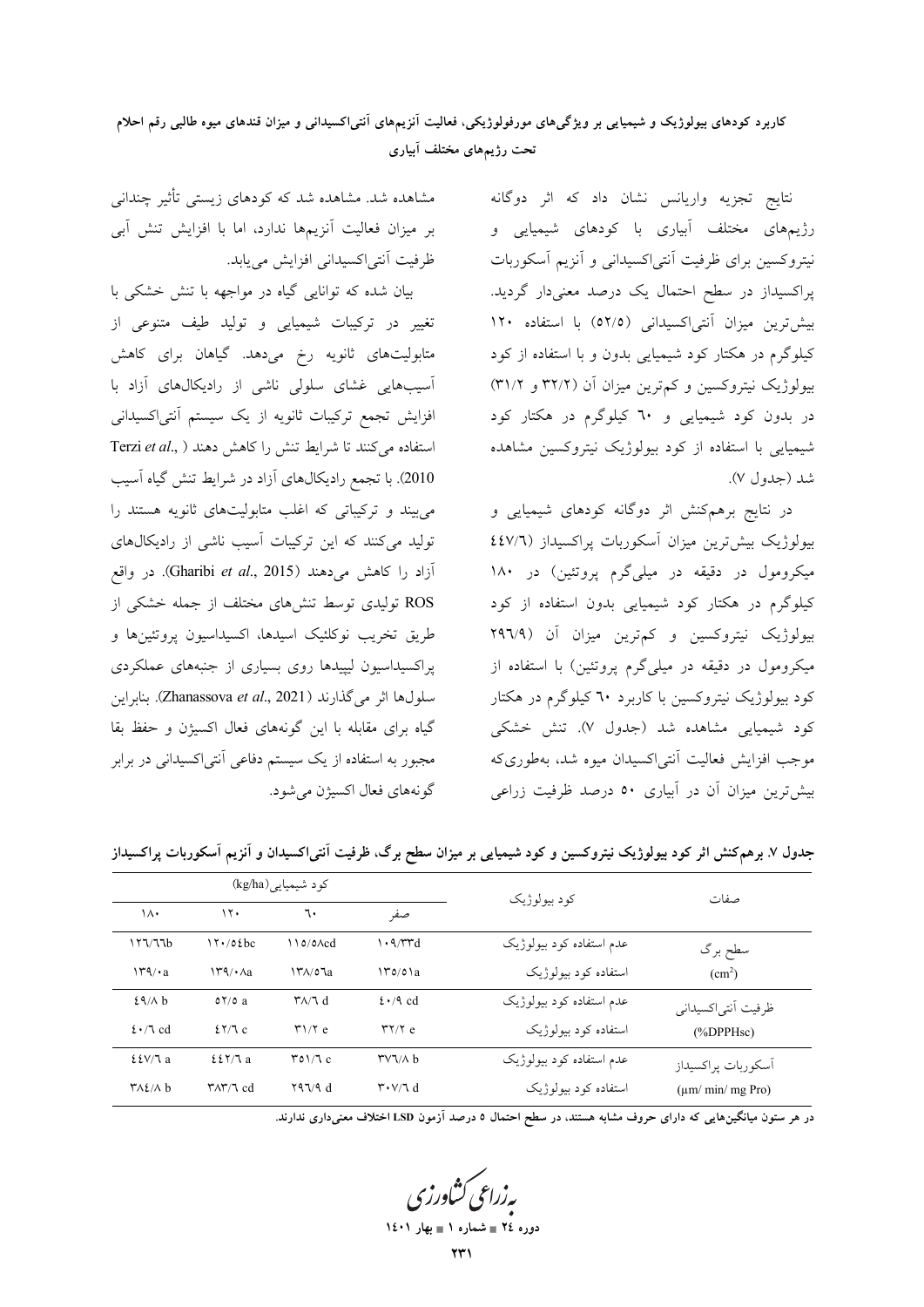نتایج تجزیه واریانس نشان داد که اثر دوگانه رژیم‌های مختلف آبیاری با کودهای شیمیایی و نیتروکسین برای ظرفیت آنتی‌اکسیدانی و آنزیم آسکوربات پراکسیداز در سطح احتمال یک درصد معنی‌دار گردید. بیش‌ترین میزان آنتی‌اکسیدانی (۵۲/۵) با استفاده ۱۲۰ کیلوگرم در هکتار کود شیمیایی بدون و با استفاده از کود بیولوژیک نیتروکسین و کم‌ترین میزان آن (۳۲/۲ و ۳۱/۲) در بدون کود شیمیایی و ٦٠ کیلوگرم در هکتار کود شیمیایی با استفاده از کود بیولوژیک نیتروکسین مشاهده شد (جدول ۷).

در نتایج برهم‌کنش اثر دوگانه کودهای شیمیایی و بیولوژیک بیش‌ترین میزان آسکوربات پراکسیداز (٤٤٧/٦ میکرومول در دقیقه در میلی‌گرم پروتئین) در ۱۸۰ کیلوگرم در هکتار کود شیمیایی بدون استفاده از کود بیولوژیک نیتروکسین و کم‌ترین میزان آن (۲۹٦/۹ میکرومول در دقیقه در میلی‌گرم پروتئین) با استفاده از کود بیولوژیک نیتروکسین با کاربرد ٦٠ کیلوگرم در هکتار کود شیمیایی مشاهده شد (جدول ۷). تنش خشکی موجب افزایش فعالیت آنتی‌اکسیدان میوه شد، به‌طوری‌که بیش‌ترین میزان آن در آبیاری ۵۰ درصد ظرفیت زراعی مشاهده شد. مشاهده شد که کودهای زیستی تأثیر چندانی بر میزان فعالیت آنزیم‌ها ندارد، اما با افزایش تنش آبی ظرفیت آنتی‌اکسیدانی افزایش می‌یابد.

بیان شده که توانایی گیاه در مواجهه با تنش خشکی با تغییر در ترکیبات شیمیایی و تولید طیف متنوعی از متابولیت‌های ثانویه رخ می‌دهد. گیاهان برای کاهش آسیب‌های غشای سلولی ناشی از رادیکال‌های آزاد با افزایش تجمع ترکیبات ثانویه از یک سیستم آنتی‌اکسیدانی استفاده می‌کنند تا شرایط تنش را کاهش دهند (Terzi *et al*., 2010). با تجمع رادیکال‌های آزاد در شرایط تنش گیاه آسیب می‌بینند و ترکیباتی که اغلب متابولیت‌های ثانویه هستند را تولید می‌کنند که این ترکیبات آسیب ناشی از رادیکال‌های آزاد را کاهش می‌دهند (Gharibi *et al*., 2015). در واقع ROS تولیدی توسط تنش‌های مختلف از جمله خشکی از طریق تخریب نوکلئیک اسیدها، اکسیداسیون پروتئین‌ها و پراکسیداسیون لیپیدها روی بسیاری از جنبه‌های عملکردی سلول‌ها اثر می‌گذارند (Zhanassova *et al*., 2021). بنابراین گیاه برای مقابله با این گونه‌های فعال اکسیژن و حفظ بقا مجبور به استفاده از یک سیستم دفاعی آنتی‌اکسیدانی در برابر گونه‌های فعال اکسیژن می‌شود.

**جدول ۷. برهم‌کنش اثر کود بیولوژیک نیتروکسین و کود شیمیایی بر میزان سطح برگ، ظرفیت آنتی‌اکسیدان و آنزیم آسکوربات پراکسیداز**

| صفات | کود بیولوژیک | کود شیمیایی (kg/ha) | | | |
|---|---|---|---|---|---|
| | | صفر | ٦٠ | ۱۲۰ | ۱۸۰ |
| سطح برگ ($cm^2$) | عدم استفاده کود بیولوژیک | ۱۰۹/۳۳d | ۱۱۵/۵۸cd | ۱۲۰/٥٤bc | ۱۲٦/٦٦b |
| | استفاده کود بیولوژیک | ۱۳۵/۵۱a | ۱۳۸/٥٦a | ۱۳۹/۰۸a | ۱۳۹/۰a |
| ظرفیت آنتی‌اکسیدانی (%DPPHsc) | عدم استفاده کود بیولوژیک | ٤۰/۹ cd | ۳۸/٦ d | ٥۲/٥ a | ٤۹/۸ b |
| | استفاده کود بیولوژیک | ۳۲/۲ e | ۳۱/۲ e | ٤۲/٦ c | ٤۰/٦ cd |
| آسکوربات پراکسیداز (µm/ min/ mg Pro) | عدم استفاده کود بیولوژیک | ۳۷٦/۸ b | ۳٥۱/٦ c | ٤٤۲/٦ a | ٤٤۷/٦ a |
| | استفاده کود بیولوژیک | ۳۰۷/٦ d | ۲۹٦/۹ d | ۳۸۳/٦ cd | ۳۸٤/۸ b |

**در هر ستون میانگین‌هایی که دارای حروف مشابه هستند، در سطح احتمال ۵ درصد آزمون LSD اختلاف معنی‌داری ندارند.**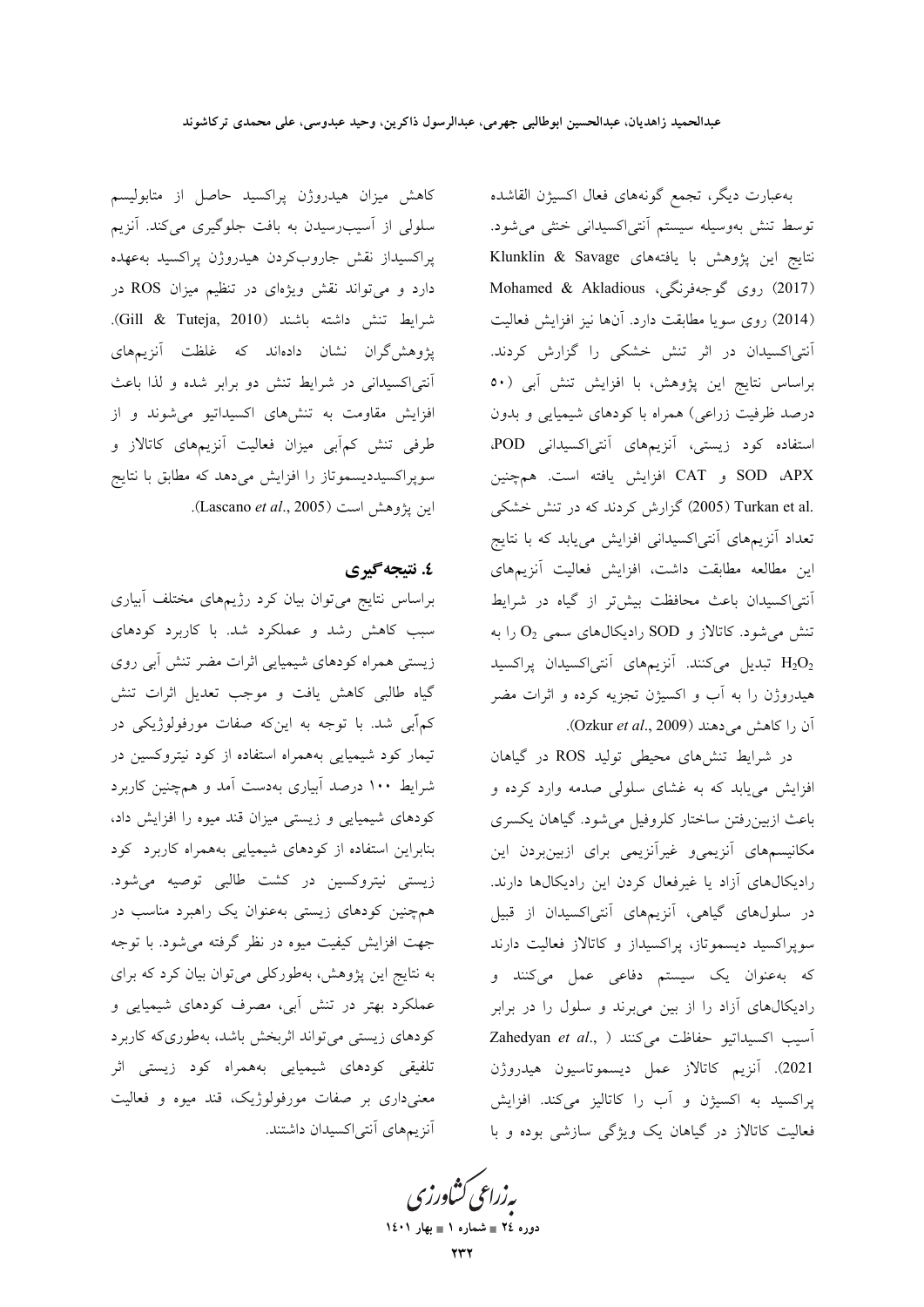به‌عبارت دیگر، تجمع گونه‌های فعال اکسیژن القاشده توسط تنش به‌وسیله سیستم آنتی‌اکسیدانی خنثی می‌شود. نتایج این پژوهش با یافته‌های Klunklin & Savage (2017) روی گوجه‌فرنگی، Mohamed & Akladious (2014) روی سویا مطابقت دارد. آن‌ها نیز افزایش فعالیت آنتی‌اکسیدان در اثر تنش خشکی را گزارش کردند. براساس نتایج این پژوهش، با افزایش تنش آبی (۵۰ درصد ظرفیت زراعی) همراه با کودهای شیمیایی و بدون استفاده کود زیستی، آنزیم‌های آنتی‌اکسیدانی POD، APX، SOD و CAT افزایش یافته است. همچنین Turkan et al. (2005) گزارش کردند که در تنش خشکی تعداد آنزیم‌های آنتی‌اکسیدانی افزایش می‌یابد که با نتایج این مطالعه مطابقت داشت، افزایش فعالیت آنزیم‌های آنتی‌اکسیدان باعث محافظت بیش‌تر از گیاه در شرایط تنش می‌شود. کاتالاز و SOD رادیکال‌های سمی $O_2$ را به $H_2O_2$ تبدیل می‌کنند. آنزیم‌های آنتی‌اکسیدان پراکسید هیدروژن را به آب و اکسیژن تجزیه کرده و اثرات مضر آن را کاهش می‌دهند (Ozkur *et al*., 2009).

در شرایط تنش‌های محیطی تولید ROS در گیاهان افزایش می‌یابد که به غشای سلولی صدمه وارد کرده و باعث ازبین‌رفتن ساختار کلروفیل می‌شود. گیاهان یکسری مکانیسم‌های آنزیمی‌و غیرآنزیمی برای ازبین‌بردن این رادیکال‌های آزاد یا غیرفعال کردن این رادیکال‌ها دارند. در سلول‌های گیاهی، آنزیم‌های آنتی‌اکسیدان از قبیل سوپراکسید دیسموتاز، پراکسیداز و کاتالاز فعالیت دارند که به‌عنوان یک سیستم دفاعی عمل می‌کنند و رادیکال‌های آزاد را از بین می‌برند و سلول را در برابر آسیب اکسیداتیو حفاظت می‌کنند (Zahedyan *et al*., 2021). آنزیم کاتالاز عمل دیسموتاسیون هیدروژن پراکسید به اکسیژن و آب را کاتالیز می‌کند. افزایش فعالیت کاتالاز در گیاهان یک ویژگی سازشی بوده و با کاهش میزان هیدروژن پراکسید حاصل از متابولیسم سلولی از آسیب‌رسیدن به بافت جلوگیری می‌کند. آنزیم پراکسیداز نقش جاروب‌کردن هیدروژن پراکسید به‌عهده دارد و می‌تواند نقش ویژه‌ای در تنظیم میزان ROS در شرایط تنش داشته باشند (Gill & Tuteja, 2010). پژوهش‌گران نشان داده‌اند که غلظت آنزیم‌های آنتی‌اکسیدانی در شرایط تنش دو برابر شده و لذا باعث افزایش مقاومت به تنش‌های اکسیداتیو می‌شوند و از طرفی تنش کم‌آبی میزان فعالیت آنزیم‌های کاتالاز و سوپراکسیددیسموتاز را افزایش می‌دهد که مطابق با نتایج این پژوهش است (Lascano *et al*., 2005).

## ٤. نتیجه‌گیری

براساس نتایج می‌توان بیان کرد رژیم‌های مختلف آبیاری سبب کاهش رشد و عملکرد شد. با کاربرد کودهای زیستی همراه کودهای شیمیایی اثرات مضر تنش آبی روی گیاه طالبی کاهش یافت و موجب تعدیل اثرات تنش کم‌آبی شد. با توجه به این‌که صفات مورفولوژیکی در تیمار کود شیمیایی به‌همراه استفاده از کود نیتروکسین در شرایط ۱۰۰ درصد آبیاری به‌دست آمد و همچنین کاربرد کودهای شیمیایی و زیستی میزان قند میوه را افزایش داد، بنابراین استفاده از کودهای شیمیایی به‌همراه کاربرد کود زیستی نیتروکسین در کشت طالبی توصیه می‌شود. همچنین کودهای زیستی به‌عنوان یک راهبرد مناسب در جهت افزایش کیفیت میوه در نظر گرفته می‌شود. با توجه به نتایج این پژوهش، به‌طورکلی می‌توان بیان کرد که برای عملکرد بهتر در تنش آبی، مصرف کودهای شیمیایی و کودهای زیستی می‌تواند اثربخش باشد، به‌طوری‌که کاربرد تلفیقی کودهای شیمیایی به‌همراه کود زیستی اثر معنی‌داری بر صفات مورفولوژیک، قند میوه و فعالیت آنزیم‌های آنتی‌اکسیدان داشتند.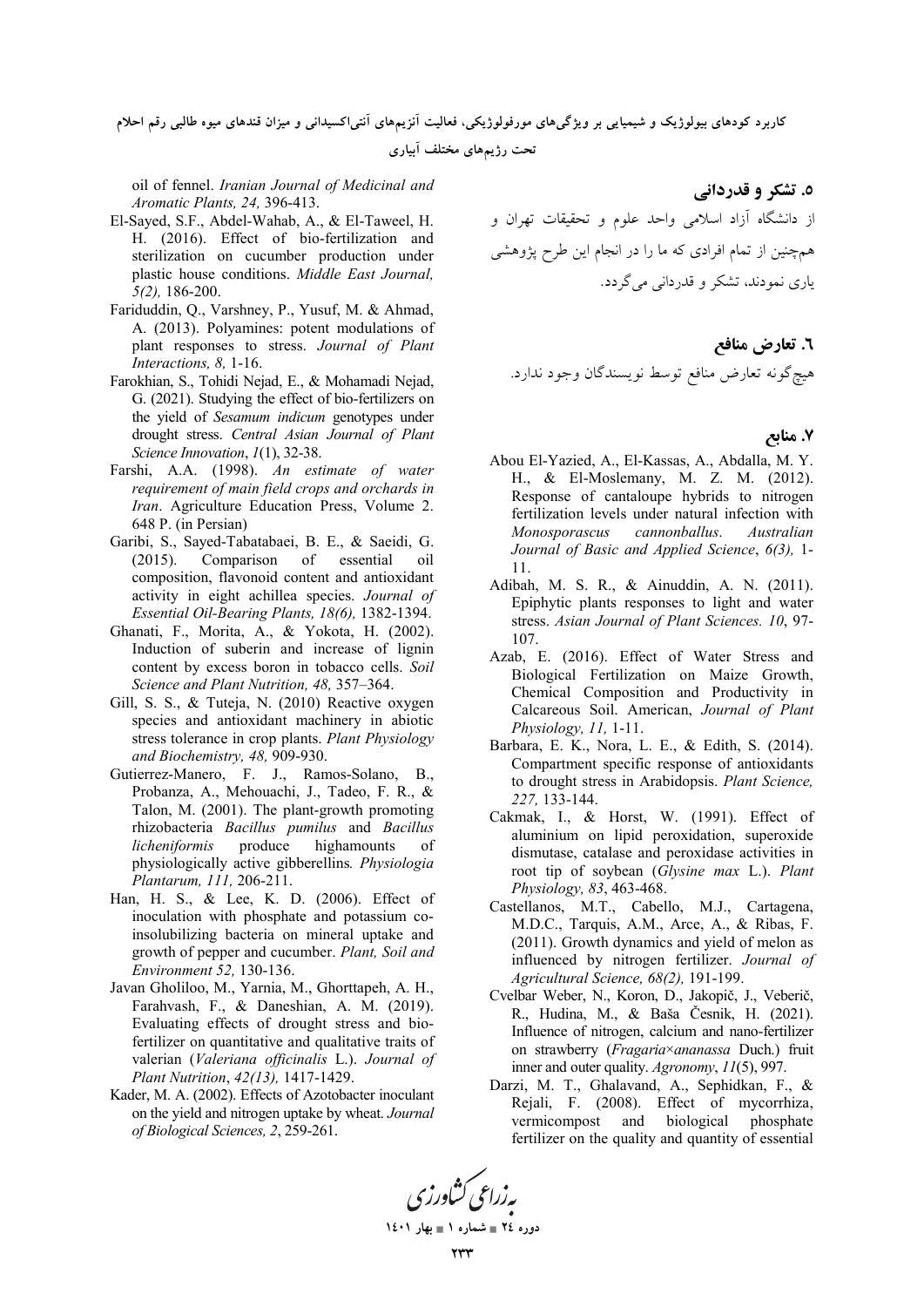## ۵. تشکر و قدردانی

از دانشگاه آزاد اسلامی واحد علوم و تحقیقات تهران و همچنین از تمام افرادی که ما را در انجام این طرح پژوهشی یاری نمودند، تشکر و قدردانی می‌گردد.

## ٦. تعارض منافع

هیچ‌گونه تعارض منافع توسط نویسندگان وجود ندارد.

## ۷. منابع

Abou El-Yazied, A., El-Kassas, A., Abdalla, M. Y. H., & El-Moslemany, M. Z. M. (2012). Response of cantaloupe hybrids to nitrogen fertilization levels under natural infection with *Monosporascus cannonballus*. *Australian Journal of Basic and Applied Science*, *6(3),* 1-11.

Adibah, M. S. R., & Ainuddin, A. N. (2011). Epiphytic plants responses to light and water stress. *Asian Journal of Plant Sciences. 10*, 97-107.

Azab, E. (2016). Effect of Water Stress and Biological Fertilization on Maize Growth, Chemical Composition and Productivity in Calcareous Soil. American, *Journal of Plant Physiology, 11,* 1-11.

Barbara, E. K., Nora, L. E., & Edith, S. (2014). Compartment specific response of antioxidants to drought stress in Arabidopsis. *Plant Science, 227,* 133-144.

Cakmak, I., & Horst, W. (1991). Effect of aluminium on lipid peroxidation, superoxide dismutase, catalase and peroxidase activities in root tip of soybean (*Glysine max* L.). *Plant Physiology, 83*, 463-468.

Castellanos, M.T., Cabello, M.J., Cartagena, M.D.C., Tarquis, A.M., Arce, A., & Ribas, F. (2011). Growth dynamics and yield of melon as influenced by nitrogen fertilizer. *Journal of Agricultural Science, 68(2),* 191-199.

Cvelbar Weber, N., Koron, D., Jakopič, J., Veberič, R., Hudina, M., & Baša Česnik, H. (2021). Influence of nitrogen, calcium and nano-fertilizer on strawberry (*Fragaria×ananassa* Duch.) fruit inner and outer quality. *Agronomy*, *11*(5), 997.

Darzi, M. T., Ghalavand, A., Sephidkan, F., & Rejali, F. (2008). Effect of mycorrhiza, vermicompost and biological phosphate fertilizer on the quality and quantity of essential oil of fennel. *Iranian Journal of Medicinal and Aromatic Plants, 24,* 396-413.

El-Sayed, S.F., Abdel-Wahab, A., & El-Taweel, H. H. (2016). Effect of bio-fertilization and sterilization on cucumber production under plastic house conditions. *Middle East Journal, 5(2),* 186-200.

Fariduddin, Q., Varshney, P., Yusuf, M. & Ahmad, A. (2013). Polyamines: potent modulations of plant responses to stress. *Journal of Plant Interactions, 8,* 1-16.

Farokhian, S., Tohidi Nejad, E., & Mohamadi Nejad, G. (2021). Studying the effect of bio-fertilizers on the yield of *Sesamum indicum* genotypes under drought stress. *Central Asian Journal of Plant Science Innovation*, *1*(1), 32-38.

Farshi, A.A. (1998). *An estimate of water requirement of main field crops and orchards in Iran*. Agriculture Education Press, Volume 2. 648 P. (in Persian)

Garibi, S., Sayed-Tabatabaei, B. E., & Saeidi, G. (2015). Comparison of essential oil composition, flavonoid content and antioxidant activity in eight achillea species. *Journal of Essential Oil-Bearing Plants, 18(6),* 1382-1394.

Ghanati, F., Morita, A., & Yokota, H. (2002). Induction of suberin and increase of lignin content by excess boron in tobacco cells. *Soil Science and Plant Nutrition, 48,* 357–364.

Gill, S. S., & Tuteja, N. (2010) Reactive oxygen species and antioxidant machinery in abiotic stress tolerance in crop plants. *Plant Physiology and Biochemistry, 48,* 909-930.

Gutierrez-Manero, F. J., Ramos-Solano, B., Probanza, A., Mehouachi, J., Tadeo, F. R., & Talon, M. (2001). The plant-growth promoting rhizobacteria *Bacillus pumilus* and *Bacillus licheniformis* produce highamounts of physiologically active gibberellins*. Physiologia Plantarum, 111,* 206-211.

Han, H. S., & Lee, K. D. (2006). Effect of inoculation with phosphate and potassium co-insolubilizing bacteria on mineral uptake and growth of pepper and cucumber. *Plant, Soil and Environment 52,* 130-136.

Javan Gholiloo, M., Yarnia, M., Ghorttapeh, A. H., Farahvash, F., & Daneshian, A. M. (2019). Evaluating effects of drought stress and bio-fertilizer on quantitative and qualitative traits of valerian (*Valeriana officinalis* L.). *Journal of Plant Nutrition*, *42(13),* 1417-1429.

Kader, M. A. (2002). Effects of Azotobacter inoculant on the yield and nitrogen uptake by wheat. *Journal of Biological Sciences, 2*, 259-261.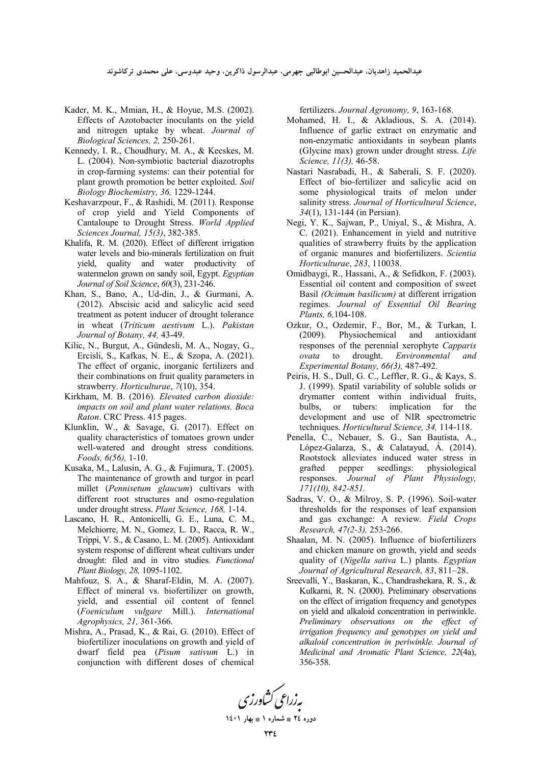Kader, M. K., Mmian, H., & Hoyue, M.S. (2002). Effects of Azotobacter inoculants on the yield and nitrogen uptake by wheat. *Journal of Biological Sciences, 2,* 250-261.

Kennedy, I. R., Choudhury, M. A., & Kecskes, M. L. (2004). Non-symbiotic bacterial diazotrophs in crop-farming systems: can their potential for plant growth promotion be better exploited. *Soil Biology Biochemistry, 36,* 1229-1244.

Keshavarzpour, F., & Rashidi, M. (2011). Response of crop yield and Yield Components of Cantaloupe to Drought Stress. *World Applied Sciences Journal, 15(3)*, 382-385.

Khalifa, R. M. (2020). Effect of different irrigation water levels and bio-minerals fertilization on fruit yield, quality and water productivity of watermelon grown on sandy soil, Egypt. *Egyptian Journal of Soil Science*, *60*(3), 231-246.

Khan, S., Bano, A., Ud-din, J., & Gurmani, A. (2012). Abscisic acid and salicylic acid seed treatment as potent inducer of drought tolerance in wheat (*Triticum aestivum* L.). *Pakistan Journal of Botany, 44,* 43-49.

Kilic, N., Burgut, A., Gündesli, M. A., Nogay, G., Ercisli, S., Kafkas, N. E., & Szopa, A. (2021). The effect of organic, inorganic fertilizers and their combinations on fruit quality parameters in strawberry. *Horticulturae*, *7*(10), 354.

Kirkham, M. B. (2016). *Elevated carbon dioxide: impacts on soil and plant water relations. Boca Raton*. CRC Press. 415 pages.

Klunklin, W., & Savage, G. (2017). Effect on quality characteristics of tomatoes grown under well-watered and drought stress conditions. *Foods, 6(56),* 1-10.

Kusaka, M., Lalusin, A. G., & Fujimura, T. (2005). The maintenance of growth and turgor in pearl millet (*Pennisetum glaucum*) cultivars with different root structures and osmo-regulation under drought stress. *Plant Science, 168,* 1-14.

Lascano, H. R., Antonicelli, G. E., Luna, C. M., Melchiorre, M. N., Gomez, L. D., Racca, R. W., Trippi, V. S., & Casano, L. M. (2005). Antioxidant system response of different wheat cultivars under drought: filed and in vitro studies. *Functional Plant Biology, 28,* 1095-1102.

Mahfouz, S. A., & Sharaf-Eldin, M. A. (2007). Effect of mineral vs. biofertilizer on growth, yield, and essential oil content of fennel (*Foeniculum vulgare* Mill.). *International Agrophysics, 21,* 361-366.

Mishra, A., Prasad, K., & Rai, G. (2010). Effect of biofertilizer inoculations on growth and yield of dwarf field pea (*Pisum sativum* L.) in conjunction with different doses of chemical fertilizers. *Journal Agronomy, 9*, 163-168.

Mohamed, H. I., & Akladious, S. A. (2014). Influence of garlic extract on enzymatic and non-enzymatic antioxidants in soybean plants (Glycine max) grown under drought stress. *Life Science, 11(3),* 46-58.

Nastari Nasrabadi, H., & Saberali, S. F. (2020). Effect of bio-fertilizer and salicylic acid on some physiological traits of melon under salinity stress. *Journal of Horticultural Science*, *34*(1), 131-144 (in Persian).

Negi, Y. K., Sajwan, P., Uniyal, S., & Mishra, A. C. (2021). Enhancement in yield and nutritive qualities of strawberry fruits by the application of organic manures and biofertilizers. *Scientia Horticulturae*, *283*, 110038.

Omidbaygi, R., Hassani, A., & Sefidkon, F. (2003). Essential oil content and composition of sweet Basil *(Ocimum basilicum)* at different irrigation regimes. *Journal of Essential Oil Bearing Plants, 6,*104-108.

Ozkur, O., Ozdemir, F., Bor, M., & Turkan, I. (2009). Physiochemical and antioxidant responses of the perennial xerophyte *Capparis ovata* to drought. *Environmental and Experimental Botany, 66(3),* 487-492.

Peiris, H. S., Dull, G. C., Leffler, R. G., & Kays, S. J. (1999). Spatil variability of soluble solids or drymatter content within individual fruits, bulbs, or tubers: implication for the development and use of NIR spectrometric techniques. *Horticultural Science, 34,* 114-118.

Penella, C., Nebauer, S. G., San Bautista, A., López-Galarza, S., & Calatayud, Á. (2014). Rootstock alleviates induced water stress in grafted pepper seedlings: physiological responses. *Journal of Plant Physiology, 171(10), 842-851.*

Sadras, V. O., & Milroy, S. P. (1996). Soil-water thresholds for the responses of leaf expansion and gas exchange: A review. *Field Crops Research, 47(2-3),* 253-266.

Shaalan, M. N. (2005). Influence of biofertilizers and chicken manure on growth, yield and seeds quality of (*Nigella sativa* L.) plants. *Egyptian Journal of Agricultural Research, 83*, 811–28.

Sreevalli, Y., Baskaran, K., Chandrashekara, R. S., & Kulkarni, R. N. (2000). Preliminary observations on the effect of irrigation frequency and genotypes on yield and alkaloid concentration in periwinkle. *Preliminary observations on the effect of irrigation frequency and genotypes on yield and alkaloid concentration in periwinkle. Journal of Medicinal and Aromatic Plant Science, 22*(4a), 356-358.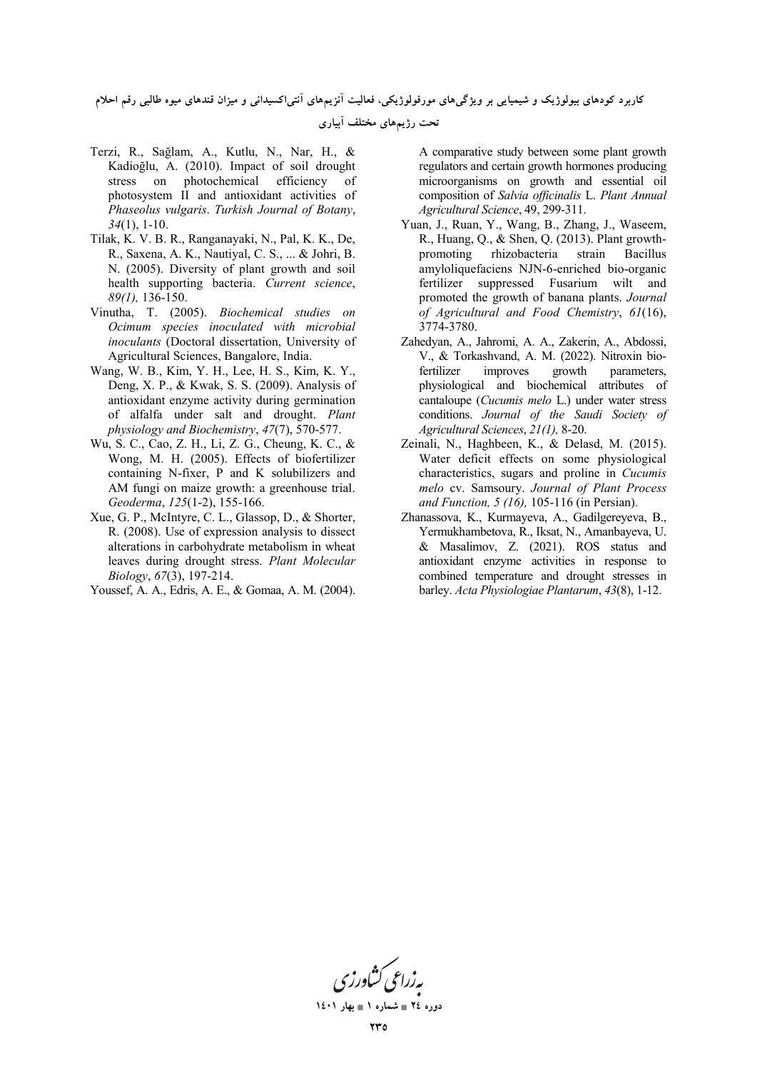Terzi, R., Sağlam, A., Kutlu, N., Nar, H., & Kadioğlu, A. (2010). Impact of soil drought stress on photochemical efficiency of photosystem II and antioxidant activities of *Phaseolus vulgaris*. *Turkish Journal of Botany*, *34*(1), 1-10.

Tilak, K. V. B. R., Ranganayaki, N., Pal, K. K., De, R., Saxena, A. K., Nautiyal, C. S., ... & Johri, B. N. (2005). Diversity of plant growth and soil health supporting bacteria. *Current science*, *89(1),* 136-150.

Vinutha, T. (2005). *Biochemical studies on Ocimum species inoculated with microbial inoculants* (Doctoral dissertation, University of Agricultural Sciences, Bangalore, India.

Wang, W. B., Kim, Y. H., Lee, H. S., Kim, K. Y., Deng, X. P., & Kwak, S. S. (2009). Analysis of antioxidant enzyme activity during germination of alfalfa under salt and drought. *Plant physiology and Biochemistry*, *47*(7), 570-577.

Wu, S. C., Cao, Z. H., Li, Z. G., Cheung, K. C., & Wong, M. H. (2005). Effects of biofertilizer containing N-fixer, P and K solubilizers and AM fungi on maize growth: a greenhouse trial. *Geoderma*, *125*(1-2), 155-166.

Xue, G. P., McIntyre, C. L., Glassop, D., & Shorter, R. (2008). Use of expression analysis to dissect alterations in carbohydrate metabolism in wheat leaves during drought stress. *Plant Molecular Biology*, *67*(3), 197-214.

Youssef, A. A., Edris, A. E., & Gomaa, A. M. (2004). A comparative study between some plant growth regulators and certain growth hormones producing microorganisms on growth and essential oil composition of *Salvia officinalis* L. *Plant Annual Agricultural Science*, 49, 299-311.

Yuan, J., Ruan, Y., Wang, B., Zhang, J., Waseem, R., Huang, Q., & Shen, Q. (2013). Plant growth-promoting rhizobacteria strain Bacillus amyloliquefaciens NJN-6-enriched bio-organic fertilizer suppressed Fusarium wilt and promoted the growth of banana plants. *Journal of Agricultural and Food Chemistry*, *61*(16), 3774-3780.

Zahedyan, A., Jahromi, A. A., Zakerin, A., Abdossi, V., & Torkashvand, A. M. (2022). Nitroxin bio-fertilizer improves growth parameters, physiological and biochemical attributes of cantaloupe (*Cucumis melo* L.) under water stress conditions. *Journal of the Saudi Society of Agricultural Sciences*, *21(1),* 8-20.

Zeinali, N., Haghbeen, K., & Delasd, M. (2015). Water deficit effects on some physiological characteristics, sugars and proline in *Cucumis melo* cv. Samsoury. *Journal of Plant Process and Function, 5 (16),* 105-116 (in Persian).

Zhanassova, K., Kurmayeva, A., Gadilgereyeva, B., Yermukhambetova, R., Iksat, N., Amanbayeva, U. & Masalimov, Z. (2021). ROS status and antioxidant enzyme activities in response to combined temperature and drought stresses in barley. *Acta Physiologiae Plantarum*, *43*(8), 1-12.